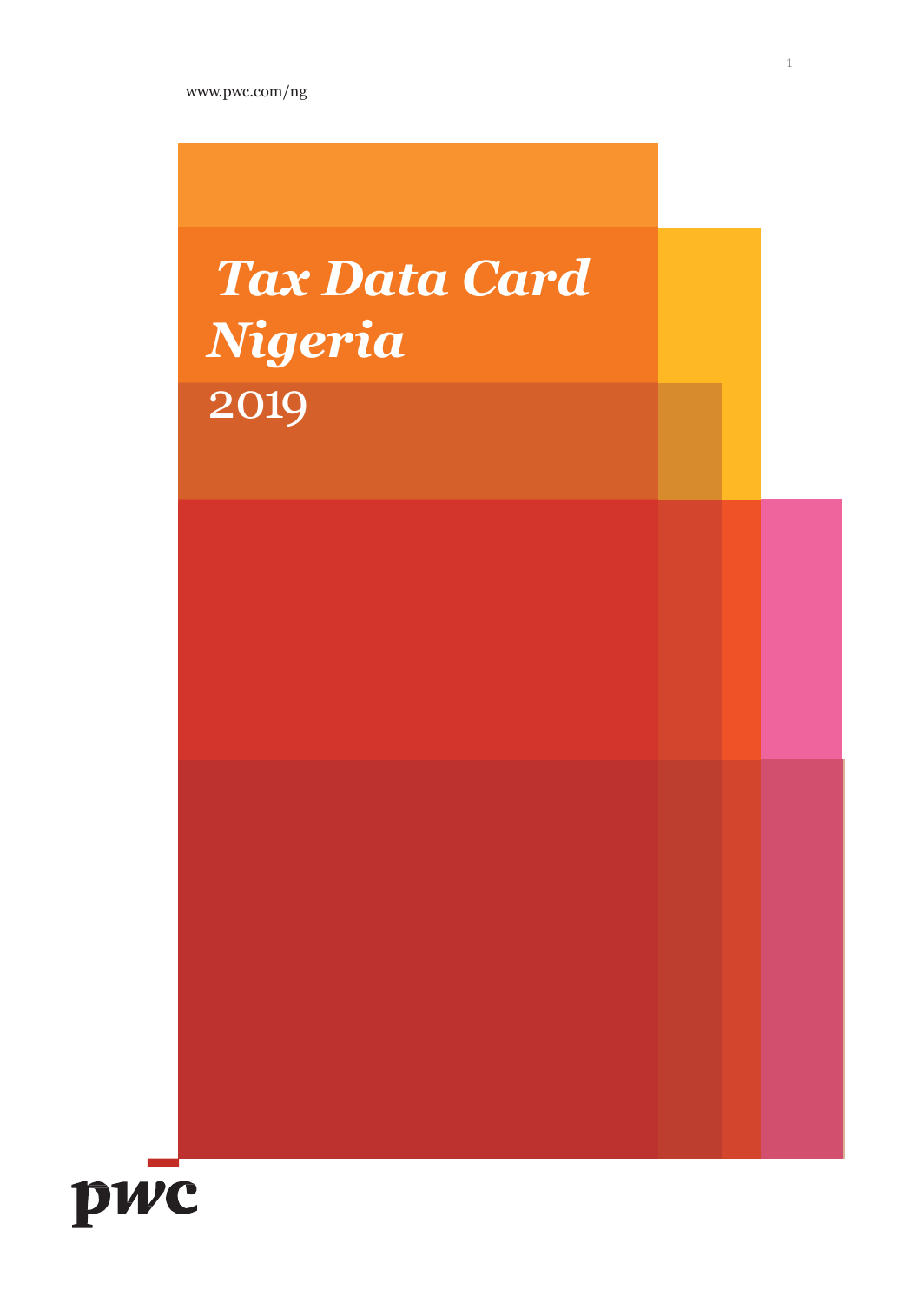www.pwc.com/ng

# *Tax Data Card Nigeria*

2019

pwc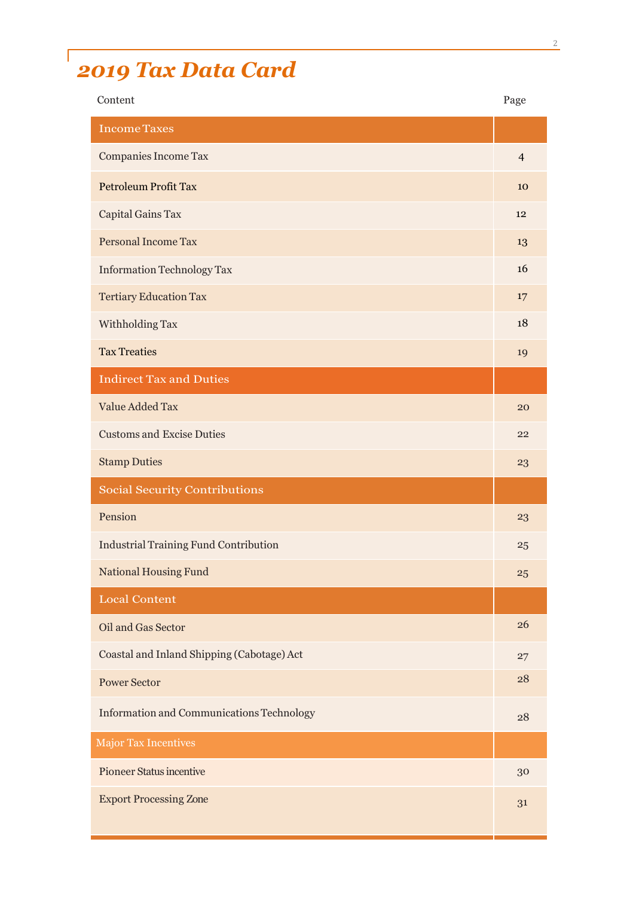# 2019 Tax Data Card

| Content | Page |
|---|---|
| **Income Taxes** | |
| Companies Income Tax | 4 |
| Petroleum Profit Tax | 10 |
| Capital Gains Tax | 12 |
| Personal Income Tax | 13 |
| Information Technology Tax | 16 |
| Tertiary Education Tax | 17 |
| Withholding Tax | 18 |
| Tax Treaties | 19 |
| **Indirect Tax and Duties** | |
| Value Added Tax | 20 |
| Customs and Excise Duties | 22 |
| Stamp Duties | 23 |
| **Social Security Contributions** | |
| Pension | 23 |
| Industrial Training Fund Contribution | 25 |
| National Housing Fund | 25 |
| **Local Content** | |
| Oil and Gas Sector | 26 |
| Coastal and Inland Shipping (Cabotage) Act | 27 |
| Power Sector | 28 |
| Information and Communications Technology | 28 |
| **Major Tax Incentives** | |
| Pioneer Status incentive | 30 |
| Export Processing Zone | 31 |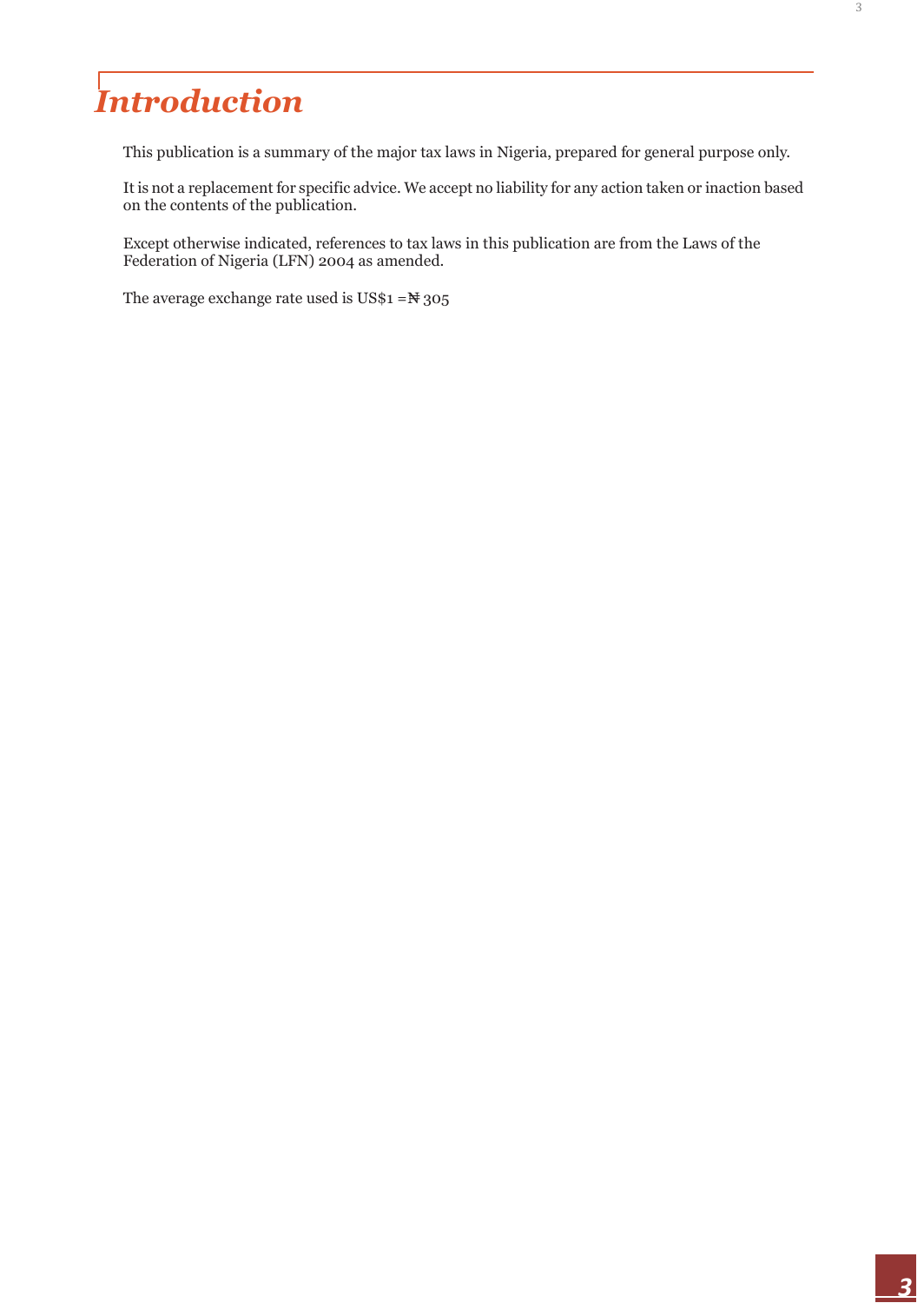# *Introduction*

This publication is a summary of the major tax laws in Nigeria, prepared for general purpose only.

It is not a replacement for specific advice. We accept no liability for any action taken or inaction based on the contents of the publication.

Except otherwise indicated, references to tax laws in this publication are from the Laws of the Federation of Nigeria (LFN) 2004 as amended.

The average exchange rate used is US$1 =₦ 305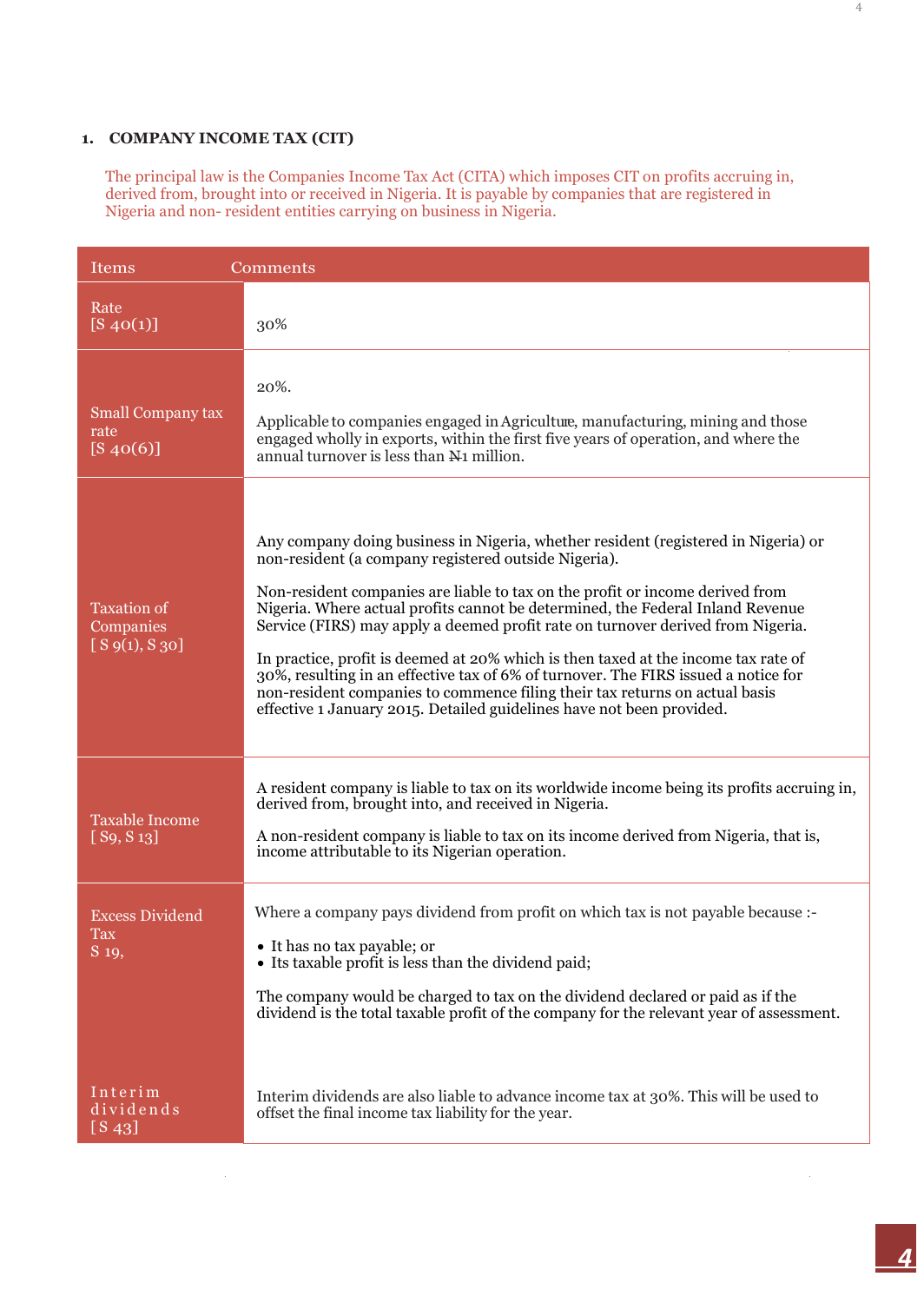## 1. COMPANY INCOME TAX (CIT)

The principal law is the Companies Income Tax Act (CITA) which imposes CIT on profits accruing in, derived from, brought into or received in Nigeria. It is payable by companies that are registered in Nigeria and non- resident entities carrying on business in Nigeria.

| Items | Comments |
|---|---|
| Rate [S 40(1)] | 30% |
| Small Company tax rate [S 40(6)] | 20%.<br><br>Applicable to companies engaged in Agriculture, manufacturing, mining and those engaged wholly in exports, within the first five years of operation, and where the annual turnover is less than ₦1 million. |
| Taxation of Companies [ S 9(1), S 30] | Any company doing business in Nigeria, whether resident (registered in Nigeria) or non-resident (a company registered outside Nigeria).<br><br>Non-resident companies are liable to tax on the profit or income derived from Nigeria. Where actual profits cannot be determined, the Federal Inland Revenue Service (FIRS) may apply a deemed profit rate on turnover derived from Nigeria.<br><br>In practice, profit is deemed at 20% which is then taxed at the income tax rate of 30%, resulting in an effective tax of 6% of turnover. The FIRS issued a notice for non-resident companies to commence filing their tax returns on actual basis effective 1 January 2015. Detailed guidelines have not been provided. |
| Taxable Income [ S9, S 13] | A resident company is liable to tax on its worldwide income being its profits accruing in, derived from, brought into, and received in Nigeria.<br><br>A non-resident company is liable to tax on its income derived from Nigeria, that is, income attributable to its Nigerian operation. |
| Excess Dividend Tax S 19, | Where a company pays dividend from profit on which tax is not payable because :-<br><br>• It has no tax payable; or<br>• Its taxable profit is less than the dividend paid;<br><br>The company would be charged to tax on the dividend declared or paid as if the dividend is the total taxable profit of the company for the relevant year of assessment. |
| Interim dividends [S 43] | Interim dividends are also liable to advance income tax at 30%. This will be used to offset the final income tax liability for the year. |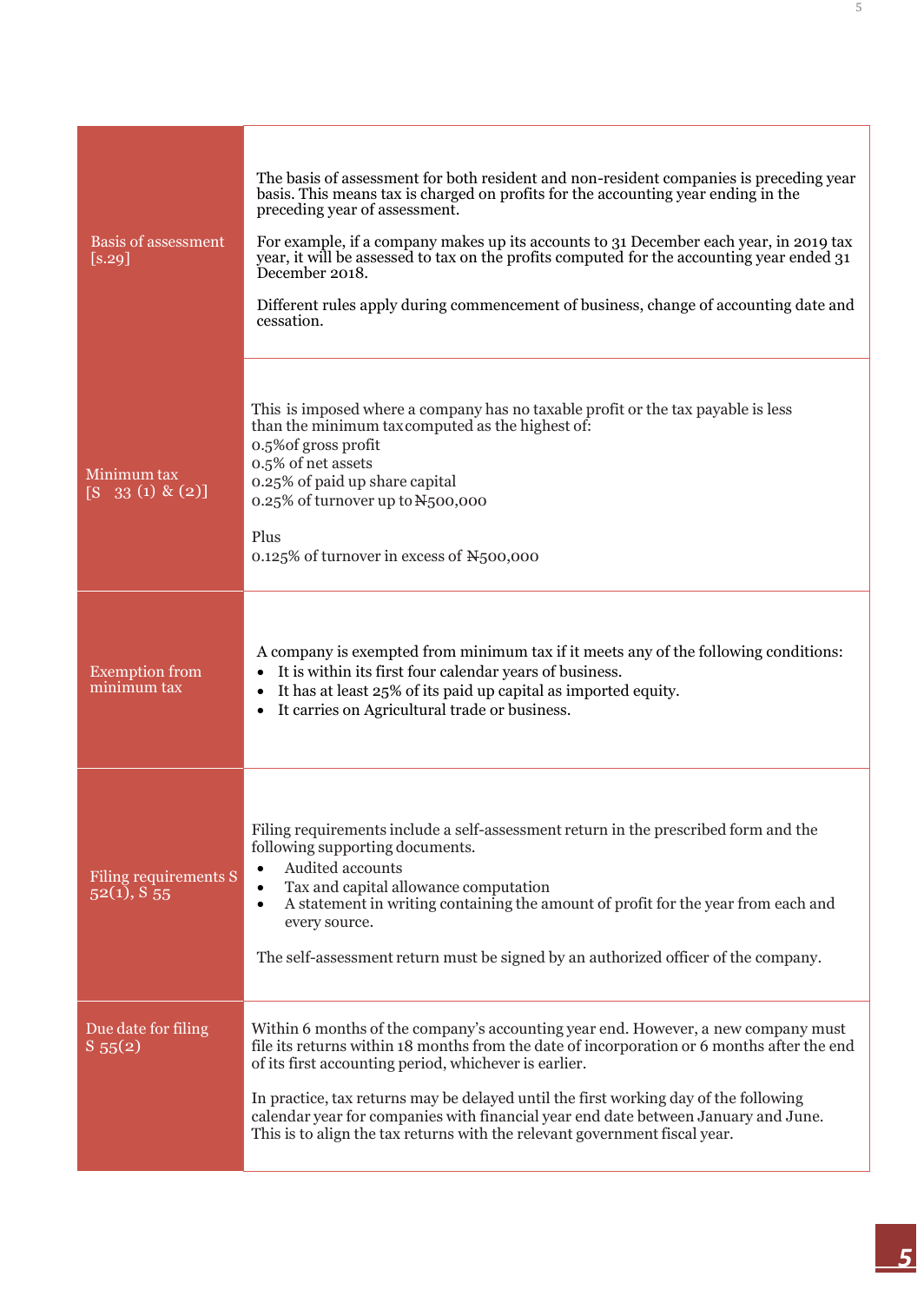| | |
|---|---|
| Basis of assessment [s.29] | The basis of assessment for both resident and non-resident companies is preceding year basis. This means tax is charged on profits for the accounting year ending in the preceding year of assessment.<br><br>For example, if a company makes up its accounts to 31 December each year, in 2019 tax year, it will be assessed to tax on the profits computed for the accounting year ended 31 December 2018.<br><br>Different rules apply during commencement of business, change of accounting date and cessation. |
| Minimum tax [S 33 (1) & (2)] | This is imposed where a company has no taxable profit or the tax payable is less than the minimum tax computed as the highest of:<br>0.5%of gross profit<br>0.5% of net assets<br>0.25% of paid up share capital<br>0.25% of turnover up to ₦500,000<br><br>Plus<br>0.125% of turnover in excess of ₦500,000 |
| Exemption from minimum tax | A company is exempted from minimum tax if it meets any of the following conditions:<br>• It is within its first four calendar years of business.<br>• It has at least 25% of its paid up capital as imported equity.<br>• It carries on Agricultural trade or business. |
| Filing requirements S 52(1), S 55 | Filing requirements include a self-assessment return in the prescribed form and the following supporting documents.<br>• Audited accounts<br>• Tax and capital allowance computation<br>• A statement in writing containing the amount of profit for the year from each and every source.<br><br>The self-assessment return must be signed by an authorized officer of the company. |
| Due date for filing S 55(2) | Within 6 months of the company's accounting year end. However, a new company must file its returns within 18 months from the date of incorporation or 6 months after the end of its first accounting period, whichever is earlier.<br><br>In practice, tax returns may be delayed until the first working day of the following calendar year for companies with financial year end date between January and June. This is to align the tax returns with the relevant government fiscal year. |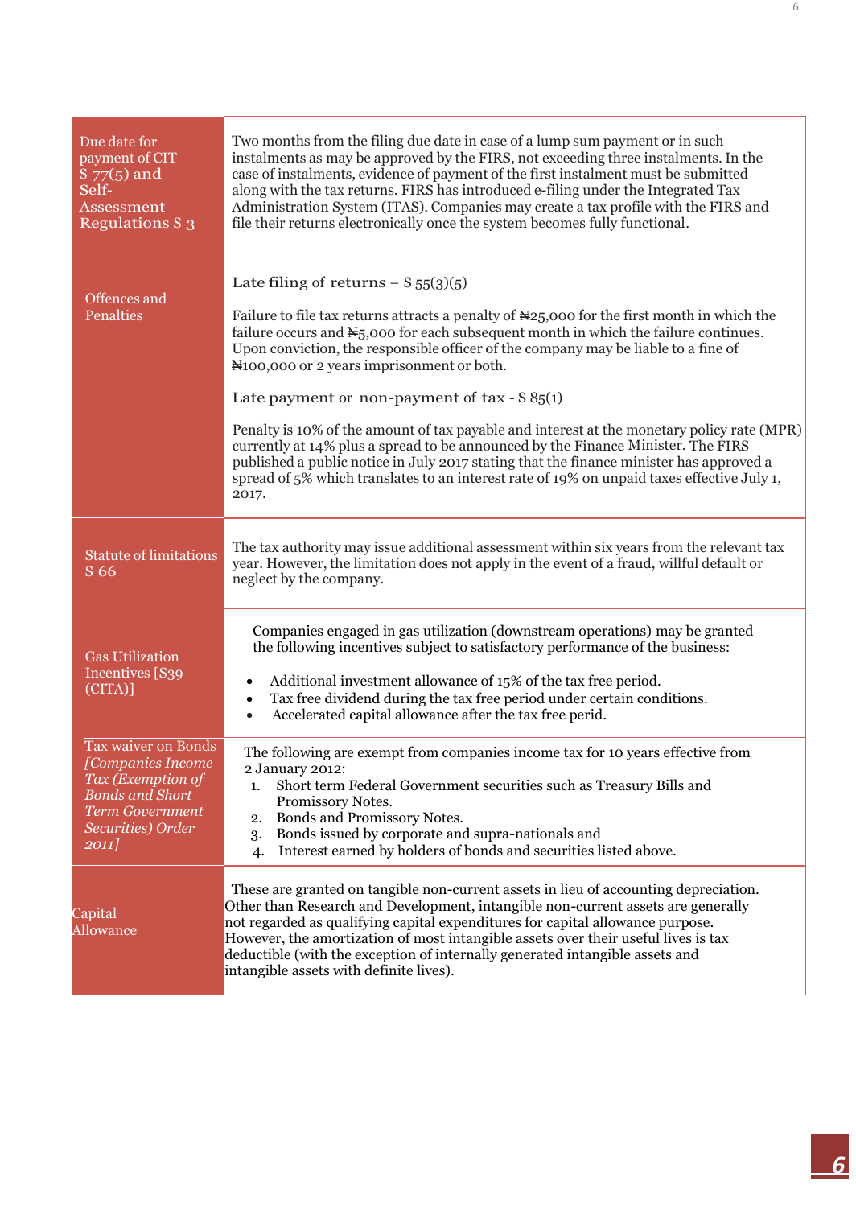| | |
|---|---|
| Due date for payment of CIT S 77(5) and Self-Assessment Regulations S 3 | Two months from the filing due date in case of a lump sum payment or in such instalments as may be approved by the FIRS, not exceeding three instalments. In the case of instalments, evidence of payment of the first instalment must be submitted along with the tax returns. FIRS has introduced e-filing under the Integrated Tax Administration System (ITAS). Companies may create a tax profile with the FIRS and file their returns electronically once the system becomes fully functional. |
| Offences and Penalties | Late filing of returns – S 55(3)(5)<br><br>Failure to file tax returns attracts a penalty of ₦25,000 for the first month in which the failure occurs and ₦5,000 for each subsequent month in which the failure continues. Upon conviction, the responsible officer of the company may be liable to a fine of ₦100,000 or 2 years imprisonment or both.<br><br>Late payment or non-payment of tax - S 85(1)<br><br>Penalty is 10% of the amount of tax payable and interest at the monetary policy rate (MPR) currently at 14% plus a spread to be announced by the Finance Minister. The FIRS published a public notice in July 2017 stating that the finance minister has approved a spread of 5% which translates to an interest rate of 19% on unpaid taxes effective July 1, 2017. |
| Statute of limitations S 66 | The tax authority may issue additional assessment within six years from the relevant tax year. However, the limitation does not apply in the event of a fraud, willful default or neglect by the company. |
| Gas Utilization Incentives [S39 (CITA)] | Companies engaged in gas utilization (downstream operations) may be granted the following incentives subject to satisfactory performance of the business:<br><br>• Additional investment allowance of 15% of the tax free period.<br>• Tax free dividend during the tax free period under certain conditions.<br>• Accelerated capital allowance after the tax free perid. |
| Tax waiver on Bonds *[Companies Income Tax (Exemption of Bonds and Short Term Government Securities) Order 2011]* | The following are exempt from companies income tax for 10 years effective from 2 January 2012:<br>1. Short term Federal Government securities such as Treasury Bills and Promissory Notes.<br>2. Bonds and Promissory Notes.<br>3. Bonds issued by corporate and supra-nationals and<br>4. Interest earned by holders of bonds and securities listed above. |
| Capital Allowance | These are granted on tangible non-current assets in lieu of accounting depreciation. Other than Research and Development, intangible non-current assets are generally not regarded as qualifying capital expenditures for capital allowance purpose. However, the amortization of most intangible assets over their useful lives is tax deductible (with the exception of internally generated intangible assets and intangible assets with definite lives). |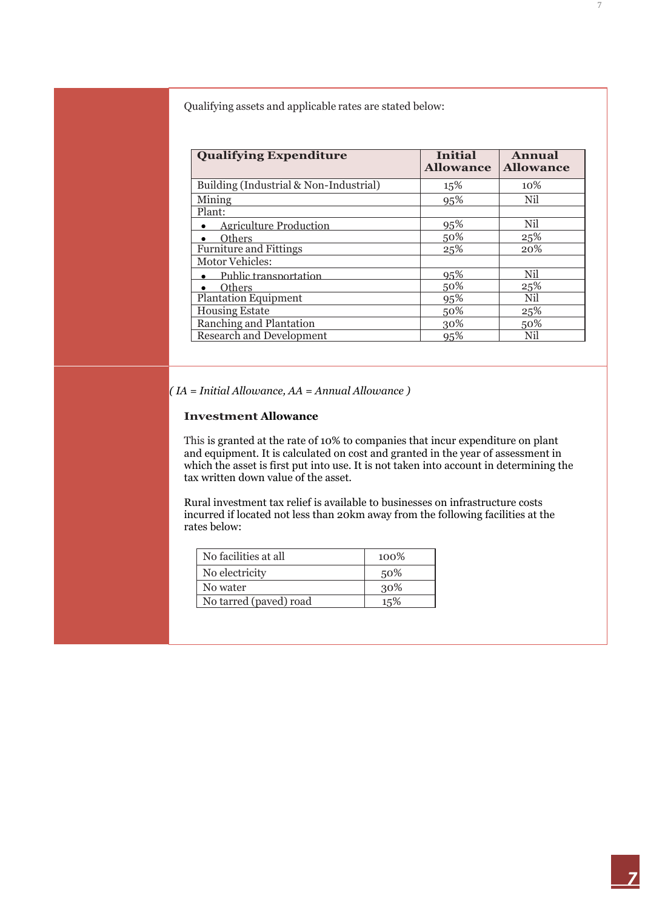Qualifying assets and applicable rates are stated below:

| Qualifying Expenditure | Initial Allowance | Annual Allowance |
|---|---|---|
| Building (Industrial & Non-Industrial) | 15% | 10% |
| Mining | 95% | Nil |
| Plant: | | |
| • Agriculture Production | 95% | Nil |
| • Others | 50% | 25% |
| Furniture and Fittings | 25% | 20% |
| Motor Vehicles: | | |
| • Public transportation | 95% | Nil |
| • Others | 50% | 25% |
| Plantation Equipment | 95% | Nil |
| Housing Estate | 50% | 25% |
| Ranching and Plantation | 30% | 50% |
| Research and Development | 95% | Nil |

*( IA = Initial Allowance, AA = Annual Allowance )*

**Investment Allowance**

This is granted at the rate of 10% to companies that incur expenditure on plant and equipment. It is calculated on cost and granted in the year of assessment in which the asset is first put into use. It is not taken into account in determining the tax written down value of the asset.

Rural investment tax relief is available to businesses on infrastructure costs incurred if located not less than 20km away from the following facilities at the rates below:

| | |
|---|---|
| No facilities at all | 100% |
| No electricity | 50% |
| No water | 30% |
| No tarred (paved) road | 15% |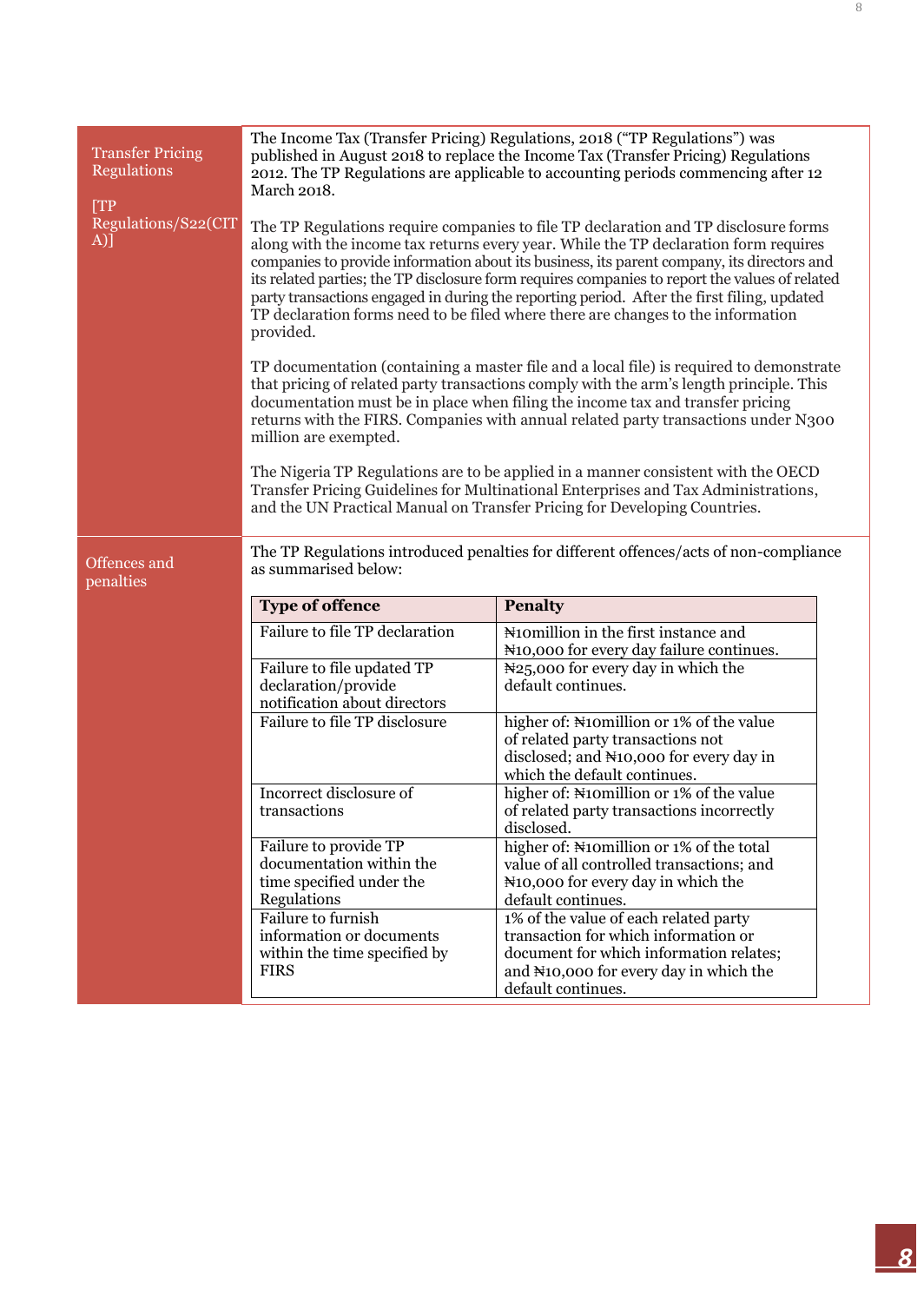## Transfer Pricing Regulations

[TP Regulations/S22(CITA)]

The Income Tax (Transfer Pricing) Regulations, 2018 ("TP Regulations") was published in August 2018 to replace the Income Tax (Transfer Pricing) Regulations 2012. The TP Regulations are applicable to accounting periods commencing after 12 March 2018.

The TP Regulations require companies to file TP declaration and TP disclosure forms along with the income tax returns every year. While the TP declaration form requires companies to provide information about its business, its parent company, its directors and its related parties; the TP disclosure form requires companies to report the values of related party transactions engaged in during the reporting period. After the first filing, updated TP declaration forms need to be filed where there are changes to the information provided.

TP documentation (containing a master file and a local file) is required to demonstrate that pricing of related party transactions comply with the arm's length principle. This documentation must be in place when filing the income tax and transfer pricing returns with the FIRS. Companies with annual related party transactions under N300 million are exempted.

The Nigeria TP Regulations are to be applied in a manner consistent with the OECD Transfer Pricing Guidelines for Multinational Enterprises and Tax Administrations, and the UN Practical Manual on Transfer Pricing for Developing Countries.

## Offences and penalties

The TP Regulations introduced penalties for different offences/acts of non-compliance as summarised below:

| Type of offence | Penalty |
|---|---|
| Failure to file TP declaration | ₦10million in the first instance and ₦10,000 for every day failure continues. |
| Failure to file updated TP declaration/provide notification about directors | ₦25,000 for every day in which the default continues. |
| Failure to file TP disclosure | higher of: ₦10million or 1% of the value of related party transactions not disclosed; and ₦10,000 for every day in which the default continues. |
| Incorrect disclosure of transactions | higher of: ₦10million or 1% of the value of related party transactions incorrectly disclosed. |
| Failure to provide TP documentation within the time specified under the Regulations | higher of: ₦10million or 1% of the total value of all controlled transactions; and ₦10,000 for every day in which the default continues. |
| Failure to furnish information or documents within the time specified by FIRS | 1% of the value of each related party transaction for which information or document for which information relates; and ₦10,000 for every day in which the default continues. |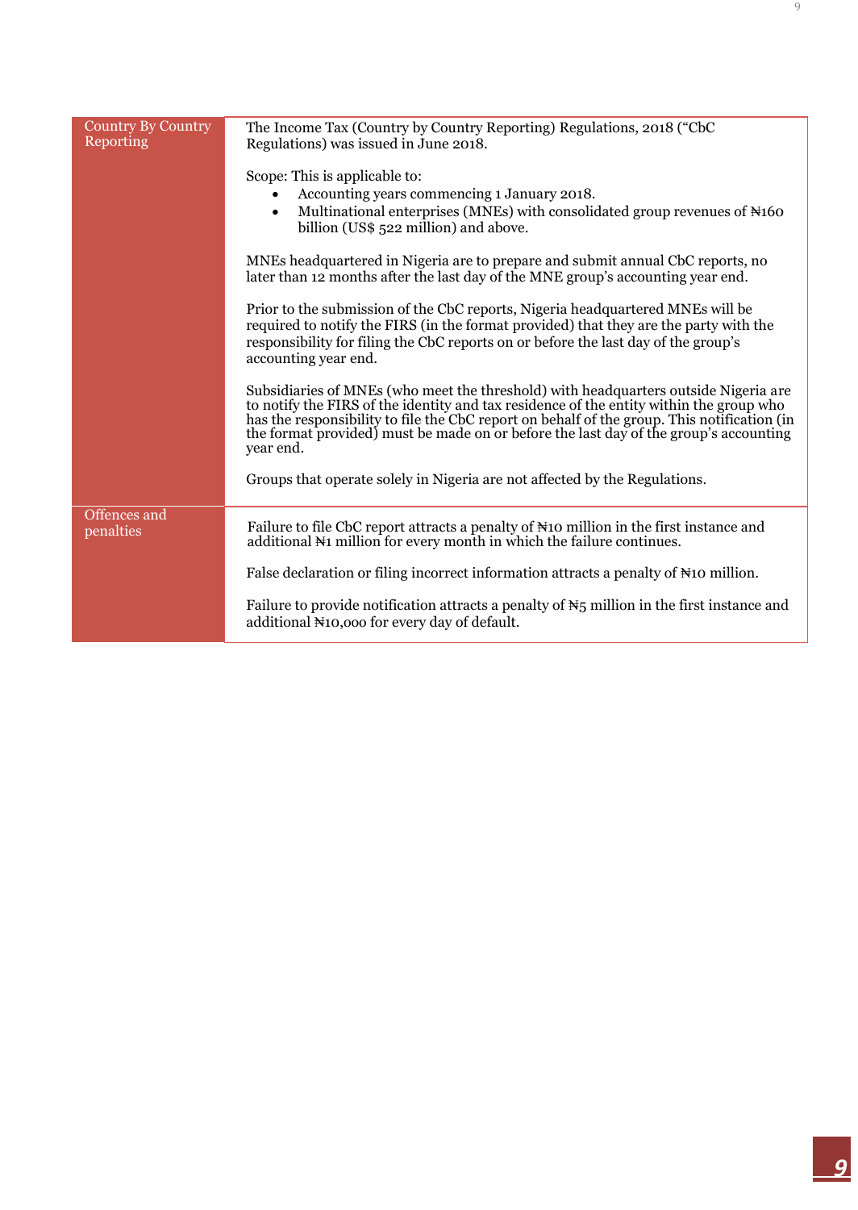| | |
|---|---|
| Country By Country Reporting | The Income Tax (Country by Country Reporting) Regulations, 2018 ("CbC Regulations) was issued in June 2018.<br><br>Scope: This is applicable to:<br>• Accounting years commencing 1 January 2018.<br>• Multinational enterprises (MNEs) with consolidated group revenues of ₦160 billion (US$ 522 million) and above.<br><br>MNEs headquartered in Nigeria are to prepare and submit annual CbC reports, no later than 12 months after the last day of the MNE group's accounting year end.<br><br>Prior to the submission of the CbC reports, Nigeria headquartered MNEs will be required to notify the FIRS (in the format provided) that they are the party with the responsibility for filing the CbC reports on or before the last day of the group's accounting year end.<br><br>Subsidiaries of MNEs (who meet the threshold) with headquarters outside Nigeria are to notify the FIRS of the identity and tax residence of the entity within the group who has the responsibility to file the CbC report on behalf of the group. This notification (in the format provided) must be made on or before the last day of the group's accounting year end.<br><br>Groups that operate solely in Nigeria are not affected by the Regulations. |
| Offences and penalties | Failure to file CbC report attracts a penalty of ₦10 million in the first instance and additional ₦1 million for every month in which the failure continues.<br><br>False declaration or filing incorrect information attracts a penalty of ₦10 million.<br><br>Failure to provide notification attracts a penalty of ₦5 million in the first instance and additional ₦10,000 for every day of default. |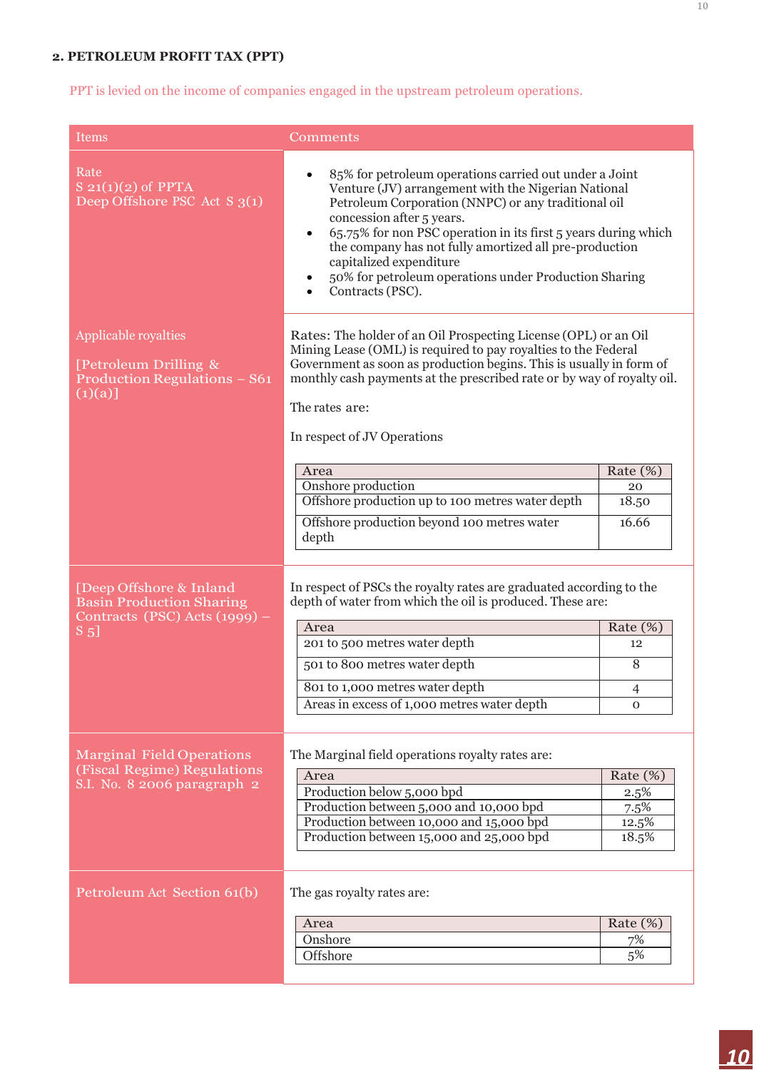## 2. PETROLEUM PROFIT TAX (PPT)

PPT is levied on the income of companies engaged in the upstream petroleum operations.

| Items | Comments |
|---|---|
| Rate<br>S 21(1)(2) of PPTA<br>Deep Offshore PSC Act S 3(1) | • 85% for petroleum operations carried out under a Joint Venture (JV) arrangement with the Nigerian National Petroleum Corporation (NNPC) or any traditional oil concession after 5 years.<br>• 65.75% for non PSC operation in its first 5 years during which the company has not fully amortized all pre-production capitalized expenditure<br>• 50% for petroleum operations under Production Sharing<br>• Contracts (PSC). |
| Applicable royalties<br><br>[Petroleum Drilling & Production Regulations – S61 (1)(a)] | Rates: The holder of an Oil Prospecting License (OPL) or an Oil Mining Lease (OML) is required to pay royalties to the Federal Government as soon as production begins. This is usually in form of monthly cash payments at the prescribed rate or by way of royalty oil.<br><br>The rates are:<br><br>In respect of JV Operations<br><br>Area – Rate (%)<br>Onshore production – 20<br>Offshore production up to 100 metres water depth – 18.50<br>Offshore production beyond 100 metres water depth – 16.66 |
| [Deep Offshore & Inland Basin Production Sharing Contracts (PSC) Acts (1999) – S 5] | In respect of PSCs the royalty rates are graduated according to the depth of water from which the oil is produced. These are:<br><br>Area – Rate (%)<br>201 to 500 metres water depth – 12<br>501 to 800 metres water depth – 8<br>801 to 1,000 metres water depth – 4<br>Areas in excess of 1,000 metres water depth – 0 |
| Marginal Field Operations (Fiscal Regime) Regulations S.I. No. 8 2006 paragraph 2 | The Marginal field operations royalty rates are:<br><br>Area – Rate (%)<br>Production below 5,000 bpd – 2.5%<br>Production between 5,000 and 10,000 bpd – 7.5%<br>Production between 10,000 and 15,000 bpd – 12.5%<br>Production between 15,000 and 25,000 bpd – 18.5% |
| Petroleum Act Section 61(b) | The gas royalty rates are:<br><br>Area – Rate (%)<br>Onshore – 7%<br>Offshore – 5% |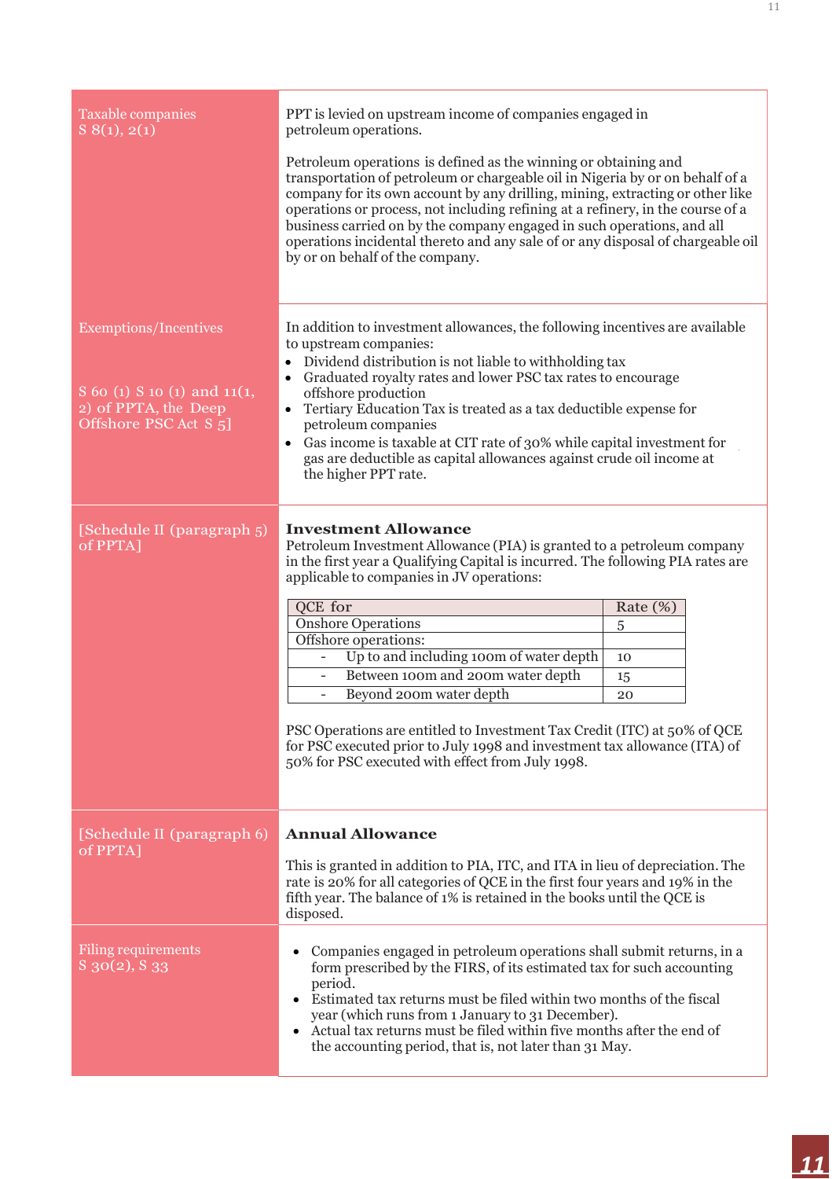| | |
|---|---|
| Taxable companies<br>S 8(1), 2(1) | PPT is levied on upstream income of companies engaged in petroleum operations.<br><br>Petroleum operations is defined as the winning or obtaining and transportation of petroleum or chargeable oil in Nigeria by or on behalf of a company for its own account by any drilling, mining, extracting or other like operations or process, not including refining at a refinery, in the course of a business carried on by the company engaged in such operations, and all operations incidental thereto and any sale of or any disposal of chargeable oil by or on behalf of the company. |
| Exemptions/Incentives<br><br>S 60 (1) S 10 (1) and 11(1, 2) of PPTA, the Deep Offshore PSC Act S 5] | In addition to investment allowances, the following incentives are available to upstream companies:<br>• Dividend distribution is not liable to withholding tax<br>• Graduated royalty rates and lower PSC tax rates to encourage offshore production<br>• Tertiary Education Tax is treated as a tax deductible expense for petroleum companies<br>• Gas income is taxable at CIT rate of 30% while capital investment for gas are deductible as capital allowances against crude oil income at the higher PPT rate. |
| [Schedule II (paragraph 5) of PPTA] | **Investment Allowance**<br>Petroleum Investment Allowance (PIA) is granted to a petroleum company in the first year a Qualifying Capital is incurred. The following PIA rates are applicable to companies in JV operations:<br><br>QCE for — Rate (%)<br>Onshore Operations — 5<br>Offshore operations:<br>- Up to and including 100m of water depth — 10<br>- Between 100m and 200m water depth — 15<br>- Beyond 200m water depth — 20<br><br>PSC Operations are entitled to Investment Tax Credit (ITC) at 50% of QCE for PSC executed prior to July 1998 and investment tax allowance (ITA) of 50% for PSC executed with effect from July 1998. |
| [Schedule II (paragraph 6) of PPTA] | **Annual Allowance**<br><br>This is granted in addition to PIA, ITC, and ITA in lieu of depreciation. The rate is 20% for all categories of QCE in the first four years and 19% in the fifth year. The balance of 1% is retained in the books until the QCE is disposed. |
| Filing requirements<br>S 30(2), S 33 | • Companies engaged in petroleum operations shall submit returns, in a form prescribed by the FIRS, of its estimated tax for such accounting period.<br>• Estimated tax returns must be filed within two months of the fiscal year (which runs from 1 January to 31 December).<br>• Actual tax returns must be filed within five months after the end of the accounting period, that is, not later than 31 May. |

Investment Allowance rates:

| QCE for | Rate (%) |
|---|---|
| Onshore Operations | 5 |
| Offshore operations: | |
| - Up to and including 100m of water depth | 10 |
| - Between 100m and 200m water depth | 15 |
| - Beyond 200m water depth | 20 |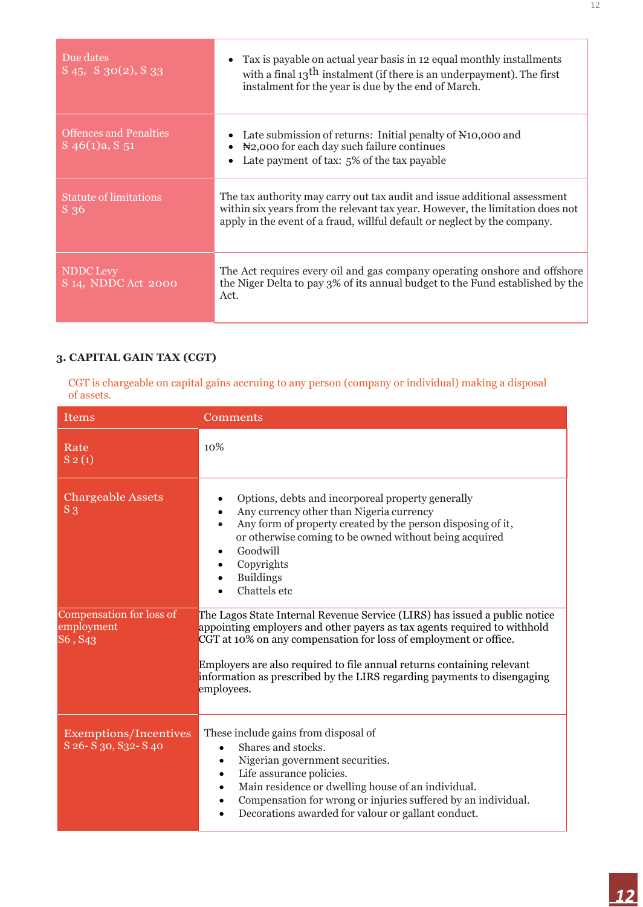| | |
|---|---|
| Due dates<br>S 45, S 30(2), S 33 | • Tax is payable on actual year basis in 12 equal monthly installments with a final 13th instalment (if there is an underpayment). The first instalment for the year is due by the end of March. |
| Offences and Penalties<br>S 46(1)a, S 51 | • Late submission of returns: Initial penalty of ₦10,000 and<br>• ₦2,000 for each day such failure continues<br>• Late payment of tax: 5% of the tax payable |
| Statute of limitations<br>S 36 | The tax authority may carry out tax audit and issue additional assessment within six years from the relevant tax year. However, the limitation does not apply in the event of a fraud, willful default or neglect by the company. |
| NDDC Levy<br>S 14, NDDC Act 2000 | The Act requires every oil and gas company operating onshore and offshore the Niger Delta to pay 3% of its annual budget to the Fund established by the Act. |

### 3. CAPITAL GAIN TAX (CGT)

CGT is chargeable on capital gains accruing to any person (company or individual) making a disposal of assets.

| Items | Comments |
|---|---|
| Rate<br>S 2 (1) | 10% |
| Chargeable Assets<br>S 3 | • Options, debts and incorporeal property generally<br>• Any currency other than Nigeria currency<br>• Any form of property created by the person disposing of it, or otherwise coming to be owned without being acquired<br>• Goodwill<br>• Copyrights<br>• Buildings<br>• Chattels etc |
| Compensation for loss of employment<br>S6 , S43 | The Lagos State Internal Revenue Service (LIRS) has issued a public notice appointing employers and other payers as tax agents required to withhold CGT at 10% on any compensation for loss of employment or office.<br><br>Employers are also required to file annual returns containing relevant information as prescribed by the LIRS regarding payments to disengaging employees. |
| Exemptions/Incentives<br>S 26- S 30, S32- S 40 | These include gains from disposal of<br>• Shares and stocks.<br>• Nigerian government securities.<br>• Life assurance policies.<br>• Main residence or dwelling house of an individual.<br>• Compensation for wrong or injuries suffered by an individual.<br>• Decorations awarded for valour or gallant conduct. |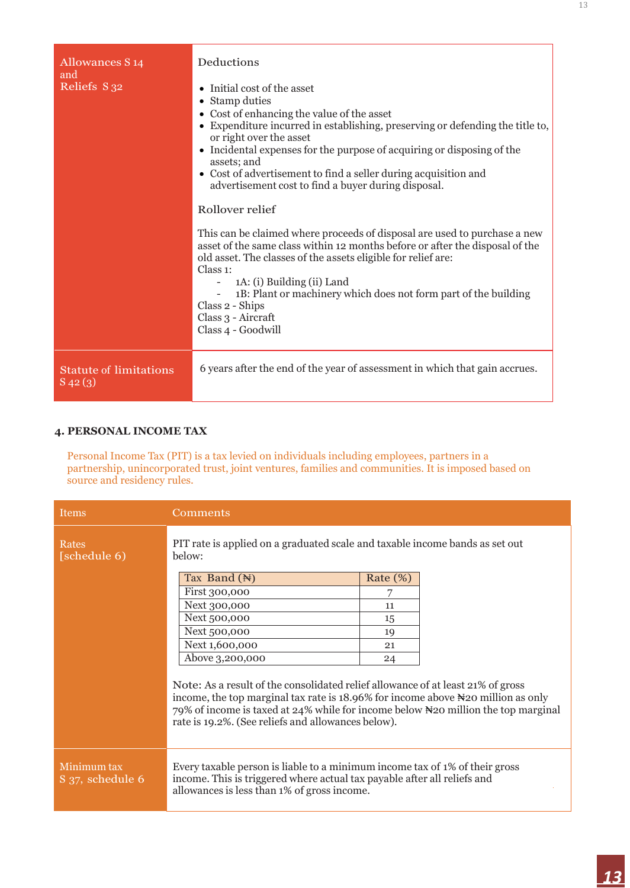| | |
|---|---|
| Allowances S 14 and Reliefs S 32 | Deductions<br><br>• Initial cost of the asset<br>• Stamp duties<br>• Cost of enhancing the value of the asset<br>• Expenditure incurred in establishing, preserving or defending the title to, or right over the asset<br>• Incidental expenses for the purpose of acquiring or disposing of the assets; and<br>• Cost of advertisement to find a seller during acquisition and advertisement cost to find a buyer during disposal.<br><br>Rollover relief<br><br>This can be claimed where proceeds of disposal are used to purchase a new asset of the same class within 12 months before or after the disposal of the old asset. The classes of the assets eligible for relief are:<br>Class 1:<br>- 1A: (i) Building (ii) Land<br>- 1B: Plant or machinery which does not form part of the building<br>Class 2 - Ships<br>Class 3 - Aircraft<br>Class 4 - Goodwill |
| Statute of limitations S 42 (3) | 6 years after the end of the year of assessment in which that gain accrues. |

## 4. PERSONAL INCOME TAX

Personal Income Tax (PIT) is a tax levied on individuals including employees, partners in a partnership, unincorporated trust, joint ventures, families and communities. It is imposed based on source and residency rules.

| Items | Comments |
|---|---|
| Rates [schedule 6] | PIT rate is applied on a graduated scale and taxable income bands as set out below:<br><br>Tax Band (₦) — Rate (%)<br>First 300,000 — 7<br>Next 300,000 — 11<br>Next 500,000 — 15<br>Next 500,000 — 19<br>Next 1,600,000 — 21<br>Above 3,200,000 — 24<br><br>Note: As a result of the consolidated relief allowance of at least 21% of gross income, the top marginal tax rate is 18.96% for income above ₦20 million as only 79% of income is taxed at 24% while for income below ₦20 million the top marginal rate is 19.2%. (See reliefs and allowances below). |
| Minimum tax S 37, schedule 6 | Every taxable person is liable to a minimum income tax of 1% of their gross income. This is triggered where actual tax payable after all reliefs and allowances is less than 1% of gross income. |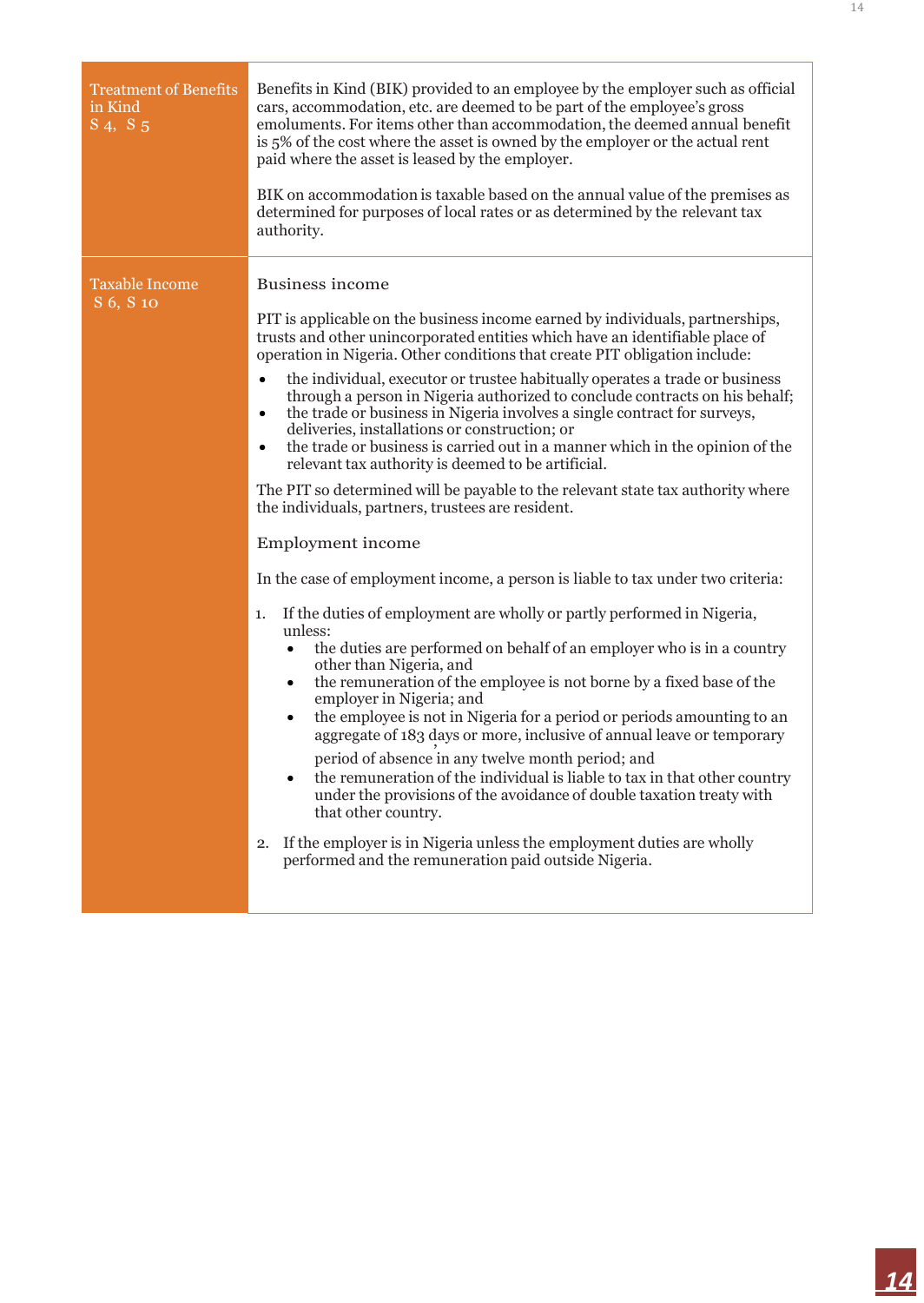| | |
|---|---|
| Treatment of Benefits in Kind<br>S 4, S 5 | Benefits in Kind (BIK) provided to an employee by the employer such as official cars, accommodation, etc. are deemed to be part of the employee's gross emoluments. For items other than accommodation, the deemed annual benefit is 5% of the cost where the asset is owned by the employer or the actual rent paid where the asset is leased by the employer.<br><br>BIK on accommodation is taxable based on the annual value of the premises as determined for purposes of local rates or as determined by the relevant tax authority. |
| Taxable Income<br>S 6, S 10 | Business income<br><br>PIT is applicable on the business income earned by individuals, partnerships, trusts and other unincorporated entities which have an identifiable place of operation in Nigeria. Other conditions that create PIT obligation include:<br><br>• the individual, executor or trustee habitually operates a trade or business through a person in Nigeria authorized to conclude contracts on his behalf;<br>• the trade or business in Nigeria involves a single contract for surveys, deliveries, installations or construction; or<br>• the trade or business is carried out in a manner which in the opinion of the relevant tax authority is deemed to be artificial.<br><br>The PIT so determined will be payable to the relevant state tax authority where the individuals, partners, trustees are resident.<br><br>Employment income<br><br>In the case of employment income, a person is liable to tax under two criteria:<br><br>1. If the duties of employment are wholly or partly performed in Nigeria, unless:<br>&nbsp;&nbsp;• the duties are performed on behalf of an employer who is in a country other than Nigeria, and<br>&nbsp;&nbsp;• the remuneration of the employee is not borne by a fixed base of the employer in Nigeria; and<br>&nbsp;&nbsp;• the employee is not in Nigeria for a period or periods amounting to an aggregate of 183 days or more, inclusive of annual leave or temporary period of absence in any twelve month period; and<br>&nbsp;&nbsp;• the remuneration of the individual is liable to tax in that other country under the provisions of the avoidance of double taxation treaty with that other country.<br><br>2. If the employer is in Nigeria unless the employment duties are wholly performed and the remuneration paid outside Nigeria. |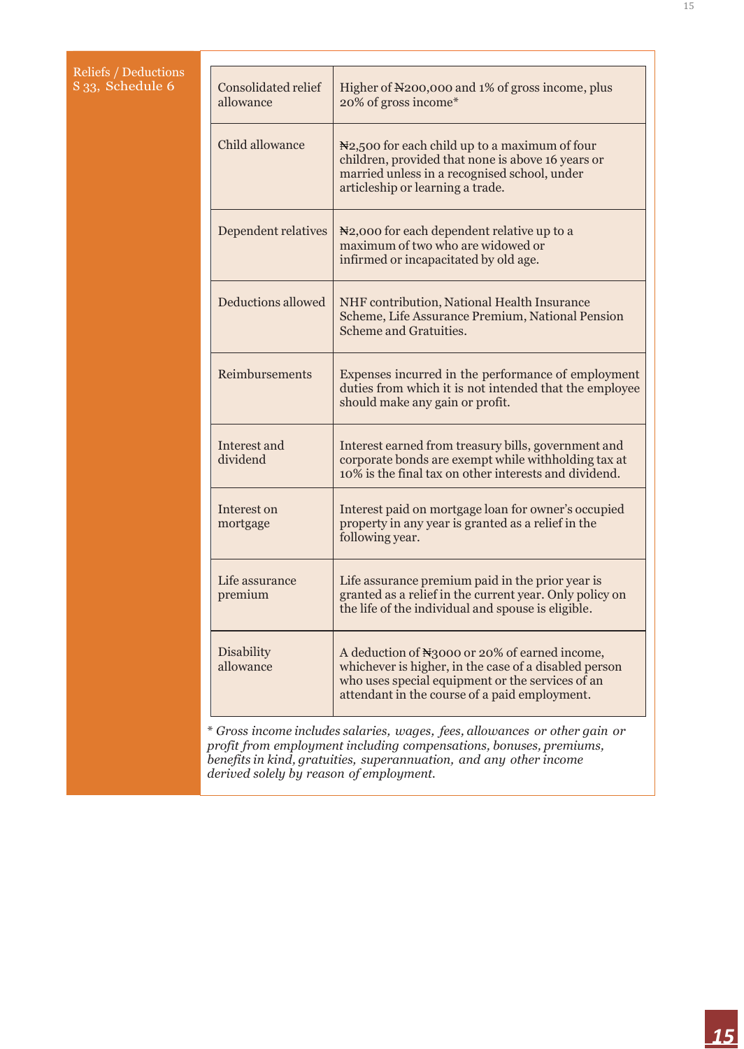**Reliefs / Deductions**
**S 33, Schedule 6**

| | |
|---|---|
| Consolidated relief allowance | Higher of ₦200,000 and 1% of gross income, plus 20% of gross income* |
| Child allowance | ₦2,500 for each child up to a maximum of four children, provided that none is above 16 years or married unless in a recognised school, under articleship or learning a trade. |
| Dependent relatives | ₦2,000 for each dependent relative up to a maximum of two who are widowed or infirmed or incapacitated by old age. |
| Deductions allowed | NHF contribution, National Health Insurance Scheme, Life Assurance Premium, National Pension Scheme and Gratuities. |
| Reimbursements | Expenses incurred in the performance of employment duties from which it is not intended that the employee should make any gain or profit. |
| Interest and dividend | Interest earned from treasury bills, government and corporate bonds are exempt while withholding tax at 10% is the final tax on other interests and dividend. |
| Interest on mortgage | Interest paid on mortgage loan for owner's occupied property in any year is granted as a relief in the following year. |
| Life assurance premium | Life assurance premium paid in the prior year is granted as a relief in the current year. Only policy on the life of the individual and spouse is eligible. |
| Disability allowance | A deduction of ₦3000 or 20% of earned income, whichever is higher, in the case of a disabled person who uses special equipment or the services of an attendant in the course of a paid employment. |

*\* Gross income includes salaries, wages, fees, allowances or other gain or profit from employment including compensations, bonuses, premiums, benefits in kind, gratuities, superannuation, and any other income derived solely by reason of employment.*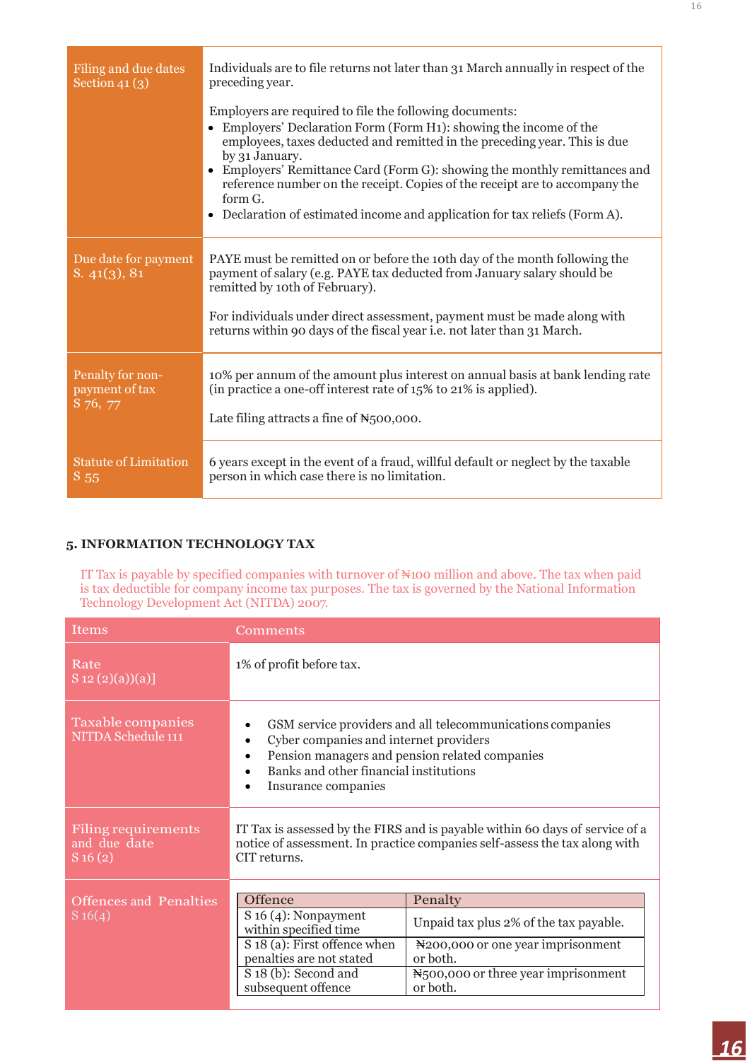| | |
|---|---|
| Filing and due dates Section 41 (3) | Individuals are to file returns not later than 31 March annually in respect of the preceding year.<br><br>Employers are required to file the following documents:<br>• Employers' Declaration Form (Form H1): showing the income of the employees, taxes deducted and remitted in the preceding year. This is due by 31 January.<br>• Employers' Remittance Card (Form G): showing the monthly remittances and reference number on the receipt. Copies of the receipt are to accompany the form G.<br>• Declaration of estimated income and application for tax reliefs (Form A). |
| Due date for payment S. 41(3), 81 | PAYE must be remitted on or before the 10th day of the month following the payment of salary (e.g. PAYE tax deducted from January salary should be remitted by 10th of February).<br><br>For individuals under direct assessment, payment must be made along with returns within 90 days of the fiscal year i.e. not later than 31 March. |
| Penalty for non-payment of tax S 76, 77 | 10% per annum of the amount plus interest on annual basis at bank lending rate (in practice a one-off interest rate of 15% to 21% is applied).<br><br>Late filing attracts a fine of ₦500,000. |
| Statute of Limitation S 55 | 6 years except in the event of a fraud, willful default or neglect by the taxable person in which case there is no limitation. |

## 5. INFORMATION TECHNOLOGY TAX

IT Tax is payable by specified companies with turnover of ₦100 million and above. The tax when paid is tax deductible for company income tax purposes. The tax is governed by the National Information Technology Development Act (NITDA) 2007.

| Items | Comments |
|---|---|
| Rate S 12 (2)(a))(a)] | 1% of profit before tax. |
| Taxable companies NITDA Schedule 111 | • GSM service providers and all telecommunications companies<br>• Cyber companies and internet providers<br>• Pension managers and pension related companies<br>• Banks and other financial institutions<br>• Insurance companies |
| Filing requirements and due date S 16 (2) | IT Tax is assessed by the FIRS and is payable within 60 days of service of a notice of assessment. In practice companies self-assess the tax along with CIT returns. |
| Offences and Penalties S 16(4) | **Offence** — **Penalty**<br>S 16 (4): Nonpayment within specified time — Unpaid tax plus 2% of the tax payable.<br>S 18 (a): First offence when penalties are not stated — ₦200,000 or one year imprisonment or both.<br>S 18 (b): Second and subsequent offence — ₦500,000 or three year imprisonment or both. |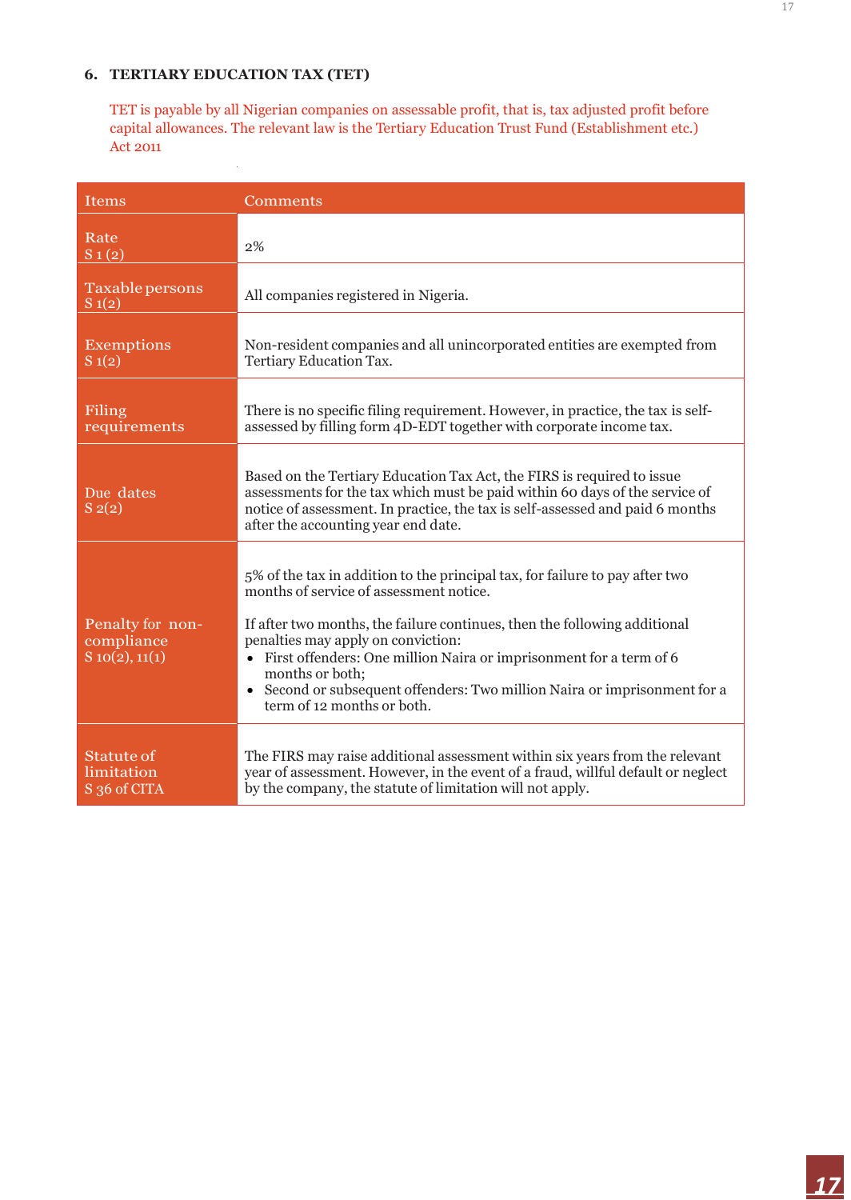## 6. TERTIARY EDUCATION TAX (TET)

TET is payable by all Nigerian companies on assessable profit, that is, tax adjusted profit before capital allowances. The relevant law is the Tertiary Education Trust Fund (Establishment etc.) Act 2011

| Items | Comments |
|---|---|
| Rate S 1 (2) | 2% |
| Taxable persons S 1(2) | All companies registered in Nigeria. |
| Exemptions S 1(2) | Non-resident companies and all unincorporated entities are exempted from Tertiary Education Tax. |
| Filing requirements | There is no specific filing requirement. However, in practice, the tax is self-assessed by filling form 4D-EDT together with corporate income tax. |
| Due dates S 2(2) | Based on the Tertiary Education Tax Act, the FIRS is required to issue assessments for the tax which must be paid within 60 days of the service of notice of assessment. In practice, the tax is self-assessed and paid 6 months after the accounting year end date. |
| Penalty for non-compliance S 10(2), 11(1) | 5% of the tax in addition to the principal tax, for failure to pay after two months of service of assessment notice.<br><br>If after two months, the failure continues, then the following additional penalties may apply on conviction:<br>• First offenders: One million Naira or imprisonment for a term of 6 months or both;<br>• Second or subsequent offenders: Two million Naira or imprisonment for a term of 12 months or both. |
| Statute of limitation S 36 of CITA | The FIRS may raise additional assessment within six years from the relevant year of assessment. However, in the event of a fraud, willful default or neglect by the company, the statute of limitation will not apply. |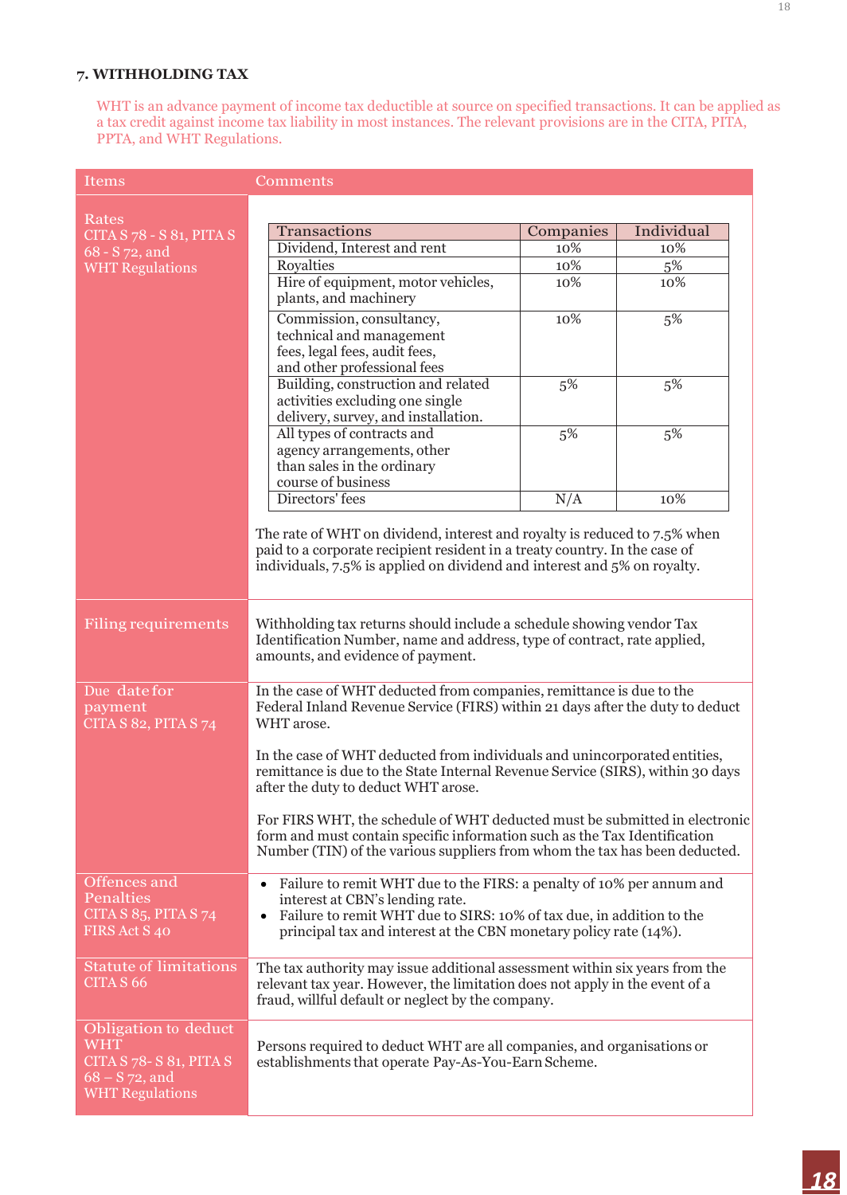## 7. WITHHOLDING TAX

WHT is an advance payment of income tax deductible at source on specified transactions. It can be applied as a tax credit against income tax liability in most instances. The relevant provisions are in the CITA, PITA, PPTA, and WHT Regulations.

| Items | Comments |
|---|---|
| Rates<br>CITA S 78 - S 81, PITA S 68 - S 72, and WHT Regulations | (see table below)<br><br>The rate of WHT on dividend, interest and royalty is reduced to 7.5% when paid to a corporate recipient resident in a treaty country. In the case of individuals, 7.5% is applied on dividend and interest and 5% on royalty. |
| Filing requirements | Withholding tax returns should include a schedule showing vendor Tax Identification Number, name and address, type of contract, rate applied, amounts, and evidence of payment. |
| Due date for payment<br>CITA S 82, PITA S 74 | In the case of WHT deducted from companies, remittance is due to the Federal Inland Revenue Service (FIRS) within 21 days after the duty to deduct WHT arose.<br><br>In the case of WHT deducted from individuals and unincorporated entities, remittance is due to the State Internal Revenue Service (SIRS), within 30 days after the duty to deduct WHT arose.<br><br>For FIRS WHT, the schedule of WHT deducted must be submitted in electronic form and must contain specific information such as the Tax Identification Number (TIN) of the various suppliers from whom the tax has been deducted. |
| Offences and Penalties<br>CITA S 85, PITA S 74<br>FIRS Act S 40 | • Failure to remit WHT due to the FIRS: a penalty of 10% per annum and interest at CBN's lending rate.<br>• Failure to remit WHT due to SIRS: 10% of tax due, in addition to the principal tax and interest at the CBN monetary policy rate (14%). |
| Statute of limitations<br>CITA S 66 | The tax authority may issue additional assessment within six years from the relevant tax year. However, the limitation does not apply in the event of a fraud, willful default or neglect by the company. |
| Obligation to deduct WHT<br>CITA S 78- S 81, PITA S 68 – S 72, and WHT Regulations | Persons required to deduct WHT are all companies, and organisations or establishments that operate Pay-As-You-Earn Scheme. |

| Transactions | Companies | Individual |
|---|---|---|
| Dividend, Interest and rent | 10% | 10% |
| Royalties | 10% | 5% |
| Hire of equipment, motor vehicles, plants, and machinery | 10% | 10% |
| Commission, consultancy, technical and management fees, legal fees, audit fees, and other professional fees | 10% | 5% |
| Building, construction and related activities excluding one single delivery, survey, and installation. | 5% | 5% |
| All types of contracts and agency arrangements, other than sales in the ordinary course of business | 5% | 5% |
| Directors' fees | N/A | 10% |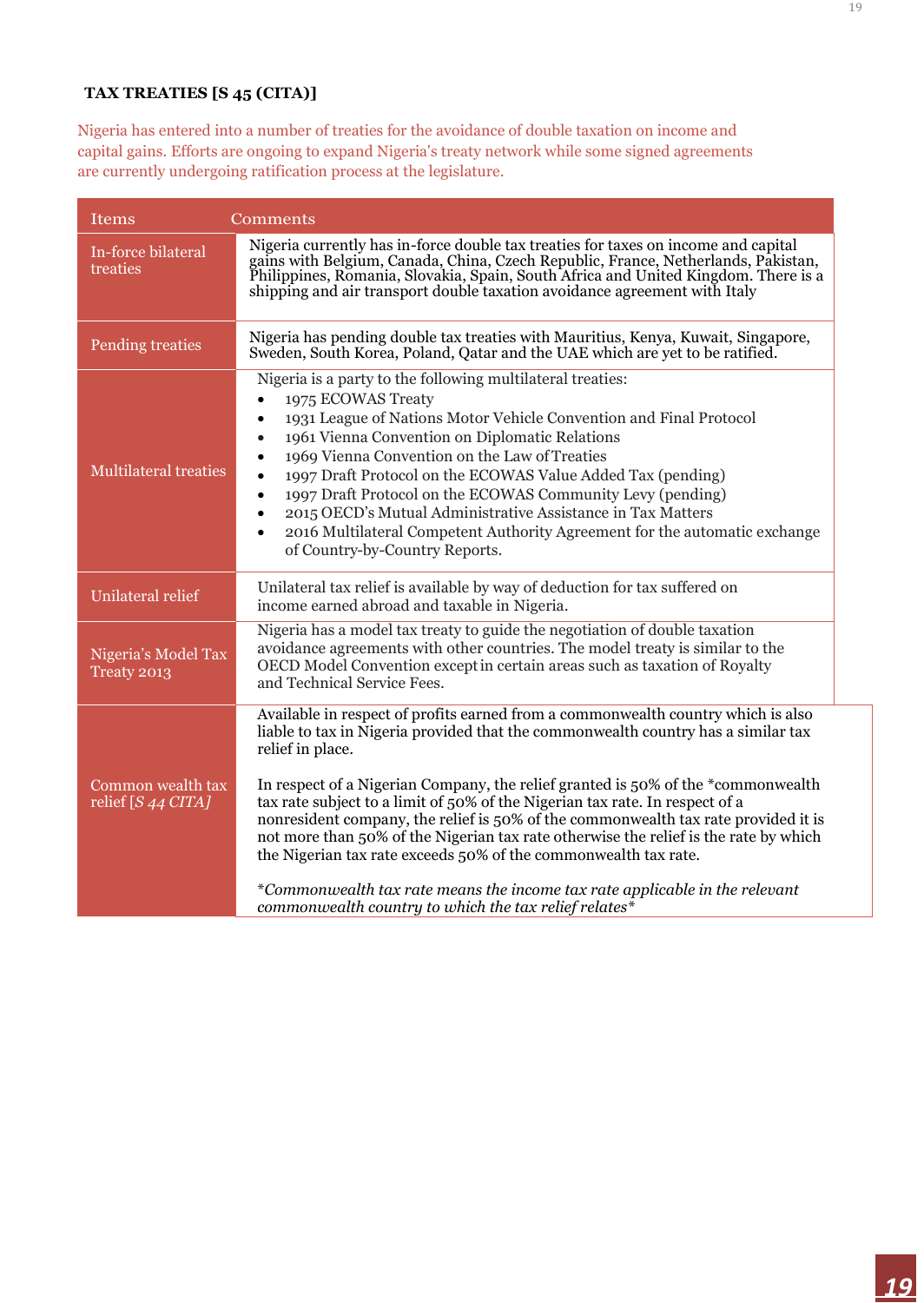## TAX TREATIES [S 45 (CITA)]

Nigeria has entered into a number of treaties for the avoidance of double taxation on income and capital gains. Efforts are ongoing to expand Nigeria's treaty network while some signed agreements are currently undergoing ratification process at the legislature.

| Items | Comments |
|---|---|
| In-force bilateral treaties | Nigeria currently has in-force double tax treaties for taxes on income and capital gains with Belgium, Canada, China, Czech Republic, France, Netherlands, Pakistan, Philippines, Romania, Slovakia, Spain, South Africa and United Kingdom. There is a shipping and air transport double taxation avoidance agreement with Italy |
| Pending treaties | Nigeria has pending double tax treaties with Mauritius, Kenya, Kuwait, Singapore, Sweden, South Korea, Poland, Qatar and the UAE which are yet to be ratified. |
| Multilateral treaties | Nigeria is a party to the following multilateral treaties:<br>• 1975 ECOWAS Treaty<br>• 1931 League of Nations Motor Vehicle Convention and Final Protocol<br>• 1961 Vienna Convention on Diplomatic Relations<br>• 1969 Vienna Convention on the Law of Treaties<br>• 1997 Draft Protocol on the ECOWAS Value Added Tax (pending)<br>• 1997 Draft Protocol on the ECOWAS Community Levy (pending)<br>• 2015 OECD's Mutual Administrative Assistance in Tax Matters<br>• 2016 Multilateral Competent Authority Agreement for the automatic exchange of Country-by-Country Reports. |
| Unilateral relief | Unilateral tax relief is available by way of deduction for tax suffered on income earned abroad and taxable in Nigeria. |
| Nigeria's Model Tax Treaty 2013 | Nigeria has a model tax treaty to guide the negotiation of double taxation avoidance agreements with other countries. The model treaty is similar to the OECD Model Convention except in certain areas such as taxation of Royalty and Technical Service Fees. |
| Common wealth tax relief [*S 44 CITA]* | Available in respect of profits earned from a commonwealth country which is also liable to tax in Nigeria provided that the commonwealth country has a similar tax relief in place.<br><br>In respect of a Nigerian Company, the relief granted is 50% of the *commonwealth tax rate subject to a limit of 50% of the Nigerian tax rate. In respect of a nonresident company, the relief is 50% of the commonwealth tax rate provided it is not more than 50% of the Nigerian tax rate otherwise the relief is the rate by which the Nigerian tax rate exceeds 50% of the commonwealth tax rate.<br><br>*\*Commonwealth tax rate means the income tax rate applicable in the relevant commonwealth country to which the tax relief relates\** |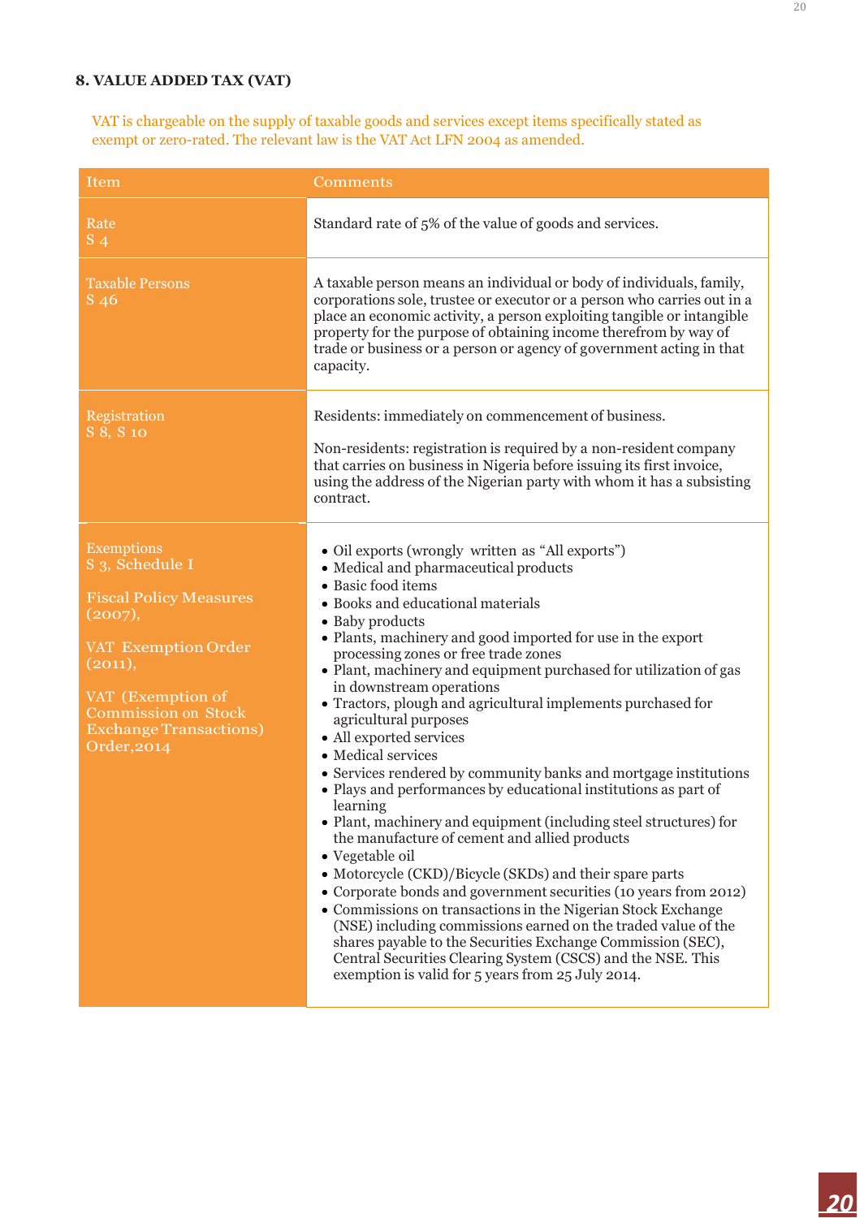## 8. VALUE ADDED TAX (VAT)

VAT is chargeable on the supply of taxable goods and services except items specifically stated as exempt or zero-rated. The relevant law is the VAT Act LFN 2004 as amended.

| Item | Comments |
| --- | --- |
| Rate<br>S 4 | Standard rate of 5% of the value of goods and services. |
| Taxable Persons<br>S 46 | A taxable person means an individual or body of individuals, family, corporations sole, trustee or executor or a person who carries out in a place an economic activity, a person exploiting tangible or intangible property for the purpose of obtaining income therefrom by way of trade or business or a person or agency of government acting in that capacity. |
| Registration<br>S 8, S 10 | Residents: immediately on commencement of business.<br><br>Non-residents: registration is required by a non-resident company that carries on business in Nigeria before issuing its first invoice, using the address of the Nigerian party with whom it has a subsisting contract. |
| Exemptions<br>S 3, Schedule I<br><br>Fiscal Policy Measures (2007),<br><br>VAT Exemption Order (2011),<br><br>VAT (Exemption of Commission on Stock Exchange Transactions) Order,2014 | • Oil exports (wrongly written as "All exports")<br>• Medical and pharmaceutical products<br>• Basic food items<br>• Books and educational materials<br>• Baby products<br>• Plants, machinery and good imported for use in the export processing zones or free trade zones<br>• Plant, machinery and equipment purchased for utilization of gas in downstream operations<br>• Tractors, plough and agricultural implements purchased for agricultural purposes<br>• All exported services<br>• Medical services<br>• Services rendered by community banks and mortgage institutions<br>• Plays and performances by educational institutions as part of learning<br>• Plant, machinery and equipment (including steel structures) for the manufacture of cement and allied products<br>• Vegetable oil<br>• Motorcycle (CKD)/Bicycle (SKDs) and their spare parts<br>• Corporate bonds and government securities (10 years from 2012)<br>• Commissions on transactions in the Nigerian Stock Exchange (NSE) including commissions earned on the traded value of the shares payable to the Securities Exchange Commission (SEC), Central Securities Clearing System (CSCS) and the NSE. This exemption is valid for 5 years from 25 July 2014. |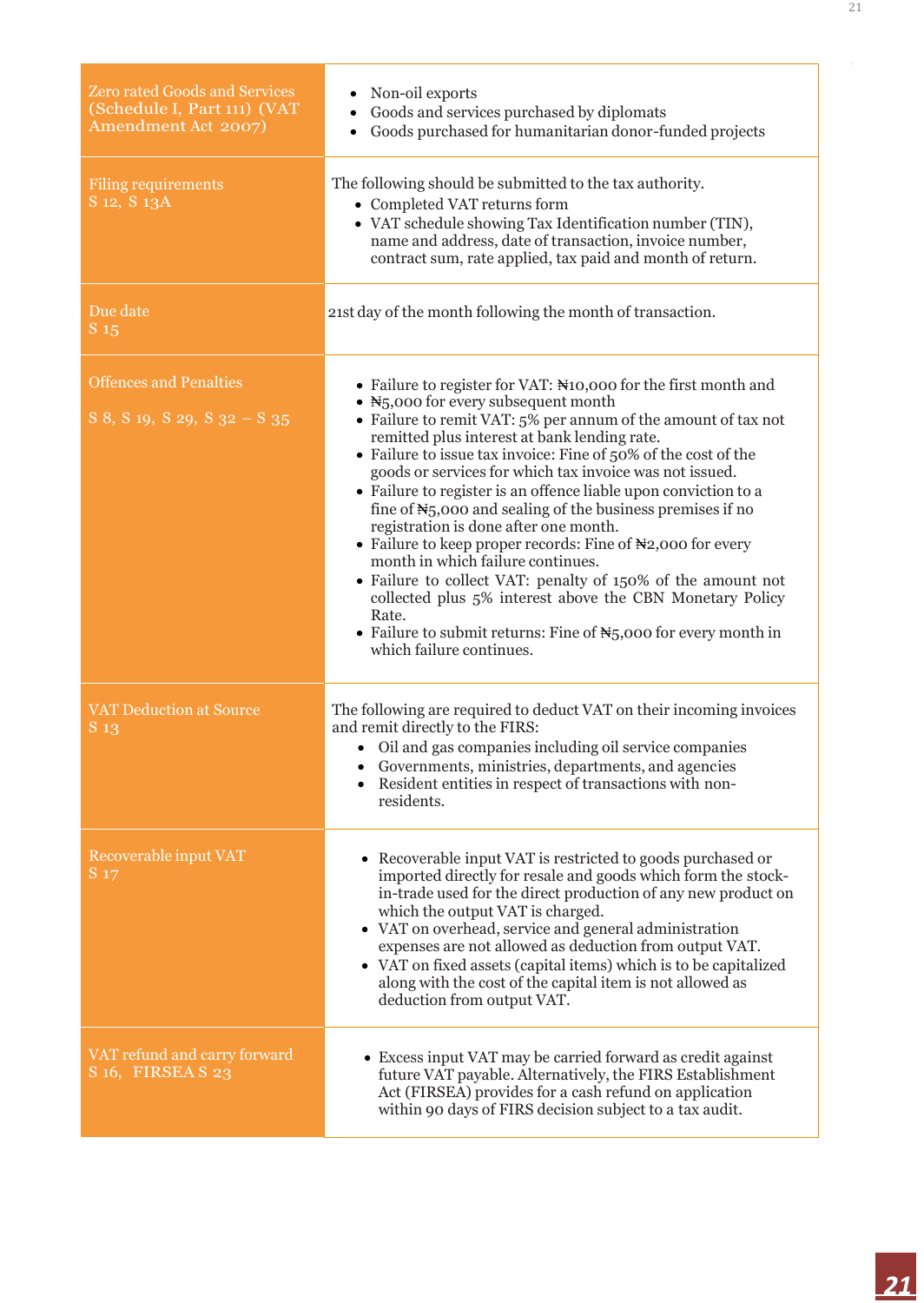| | |
|---|---|
| Zero rated Goods and Services (Schedule I, Part 111) (VAT Amendment Act 2007) | • Non-oil exports<br>• Goods and services purchased by diplomats<br>• Goods purchased for humanitarian donor-funded projects |
| Filing requirements<br>S 12, S 13A | The following should be submitted to the tax authority.<br>• Completed VAT returns form<br>• VAT schedule showing Tax Identification number (TIN), name and address, date of transaction, invoice number, contract sum, rate applied, tax paid and month of return. |
| Due date<br>S 15 | 21st day of the month following the month of transaction. |
| Offences and Penalties<br><br>S 8, S 19, S 29, S 32 – S 35 | • Failure to register for VAT: ₦10,000 for the first month and<br>• ₦5,000 for every subsequent month<br>• Failure to remit VAT: 5% per annum of the amount of tax not remitted plus interest at bank lending rate.<br>• Failure to issue tax invoice: Fine of 50% of the cost of the goods or services for which tax invoice was not issued.<br>• Failure to register is an offence liable upon conviction to a fine of ₦5,000 and sealing of the business premises if no registration is done after one month.<br>• Failure to keep proper records: Fine of ₦2,000 for every month in which failure continues.<br>• Failure to collect VAT: penalty of 150% of the amount not collected plus 5% interest above the CBN Monetary Policy Rate.<br>• Failure to submit returns: Fine of ₦5,000 for every month in which failure continues. |
| VAT Deduction at Source<br>S 13 | The following are required to deduct VAT on their incoming invoices and remit directly to the FIRS:<br>• Oil and gas companies including oil service companies<br>• Governments, ministries, departments, and agencies<br>• Resident entities in respect of transactions with non-residents. |
| Recoverable input VAT<br>S 17 | • Recoverable input VAT is restricted to goods purchased or imported directly for resale and goods which form the stock-in-trade used for the direct production of any new product on which the output VAT is charged.<br>• VAT on overhead, service and general administration expenses are not allowed as deduction from output VAT.<br>• VAT on fixed assets (capital items) which is to be capitalized along with the cost of the capital item is not allowed as deduction from output VAT. |
| VAT refund and carry forward<br>S 16, FIRSEA S 23 | • Excess input VAT may be carried forward as credit against future VAT payable. Alternatively, the FIRS Establishment Act (FIRSEA) provides for a cash refund on application within 90 days of FIRS decision subject to a tax audit. |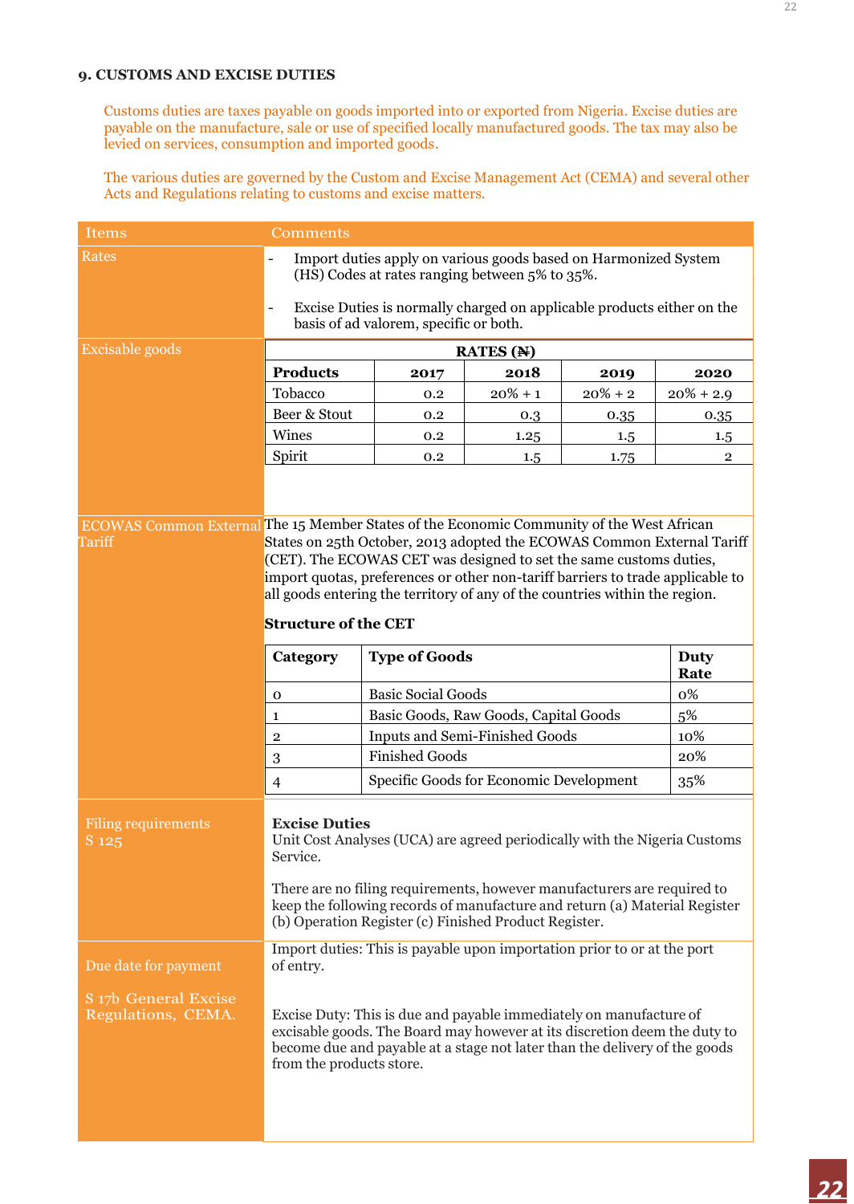## 9. CUSTOMS AND EXCISE DUTIES

Customs duties are taxes payable on goods imported into or exported from Nigeria. Excise duties are payable on the manufacture, sale or use of specified locally manufactured goods. The tax may also be levied on services, consumption and imported goods.

The various duties are governed by the Custom and Excise Management Act (CEMA) and several other Acts and Regulations relating to customs and excise matters.

| Items | Comments |
|---|---|
| Rates | - Import duties apply on various goods based on Harmonized System (HS) Codes at rates ranging between 5% to 35%.<br>- Excise Duties is normally charged on applicable products either on the basis of ad valorem, specific or both. |
| Excisable goods | See table below |
| ECOWAS Common External Tariff | The 15 Member States of the Economic Community of the West African States on 25th October, 2013 adopted the ECOWAS Common External Tariff (CET). The ECOWAS CET was designed to set the same customs duties, import quotas, preferences or other non-tariff barriers to trade applicable to all goods entering the territory of any of the countries within the region. See Structure of the CET below |
| Filing requirements S 125 | **Excise Duties**<br>Unit Cost Analyses (UCA) are agreed periodically with the Nigeria Customs Service.<br>There are no filing requirements, however manufacturers are required to keep the following records of manufacture and return (a) Material Register (b) Operation Register (c) Finished Product Register. |
| Due date for payment<br>S 17b General Excise Regulations, CEMA. | Import duties: This is payable upon importation prior to or at the port of entry.<br>Excise Duty: This is due and payable immediately on manufacture of excisable goods. The Board may however at its discretion deem the duty to become due and payable at a stage not later than the delivery of the goods from the products store. |

**Excisable goods – RATES (₦)**

| Products | 2017 | 2018 | 2019 | 2020 |
|---|---|---|---|---|
| Tobacco | 0.2 | 20% + 1 | 20% + 2 | 20% + 2.9 |
| Beer & Stout | 0.2 | 0.3 | 0.35 | 0.35 |
| Wines | 0.2 | 1.25 | 1.5 | 1.5 |
| Spirit | 0.2 | 1.5 | 1.75 | 2 |

**Structure of the CET**

| Category | Type of Goods | Duty Rate |
|---|---|---|
| 0 | Basic Social Goods | 0% |
| 1 | Basic Goods, Raw Goods, Capital Goods | 5% |
| 2 | Inputs and Semi-Finished Goods | 10% |
| 3 | Finished Goods | 20% |
| 4 | Specific Goods for Economic Development | 35% |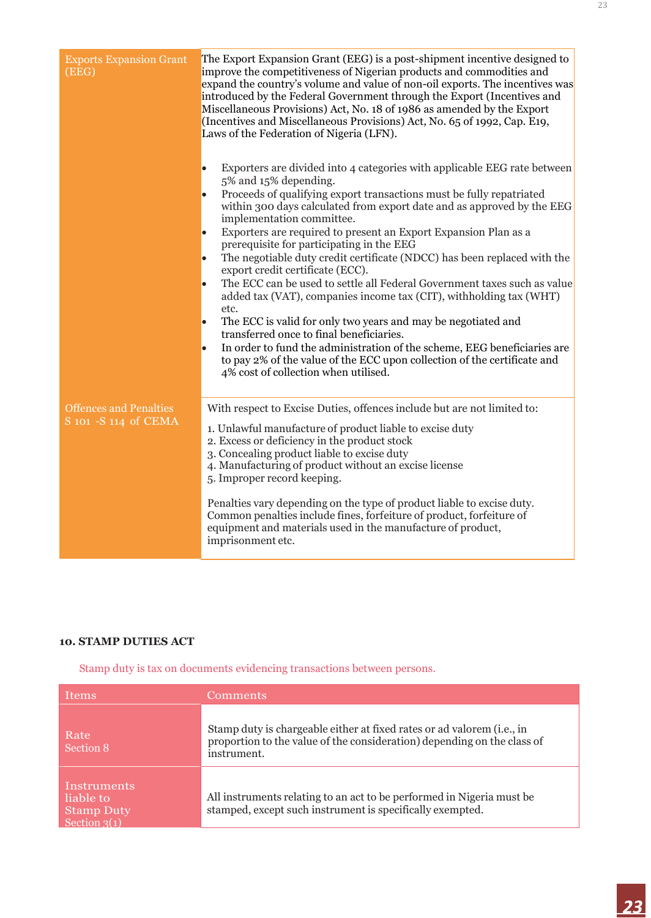| | |
|---|---|
| Exports Expansion Grant (EEG) | The Export Expansion Grant (EEG) is a post-shipment incentive designed to improve the competitiveness of Nigerian products and commodities and expand the country's volume and value of non-oil exports. The incentives was introduced by the Federal Government through the Export (Incentives and Miscellaneous Provisions) Act, No. 18 of 1986 as amended by the Export (Incentives and Miscellaneous Provisions) Act, No. 65 of 1992, Cap. E19, Laws of the Federation of Nigeria (LFN).<br><br>• Exporters are divided into 4 categories with applicable EEG rate between 5% and 15% depending.<br>• Proceeds of qualifying export transactions must be fully repatriated within 300 days calculated from export date and as approved by the EEG implementation committee.<br>• Exporters are required to present an Export Expansion Plan as a prerequisite for participating in the EEG<br>• The negotiable duty credit certificate (NDCC) has been replaced with the export credit certificate (ECC).<br>• The ECC can be used to settle all Federal Government taxes such as value added tax (VAT), companies income tax (CIT), withholding tax (WHT) etc.<br>• The ECC is valid for only two years and may be negotiated and transferred once to final beneficiaries.<br>• In order to fund the administration of the scheme, EEG beneficiaries are to pay 2% of the value of the ECC upon collection of the certificate and 4% cost of collection when utilised. |
| Offences and Penalties S 101 -S 114 of CEMA | With respect to Excise Duties, offences include but are not limited to:<br><br>1. Unlawful manufacture of product liable to excise duty<br>2. Excess or deficiency in the product stock<br>3. Concealing product liable to excise duty<br>4. Manufacturing of product without an excise license<br>5. Improper record keeping.<br><br>Penalties vary depending on the type of product liable to excise duty. Common penalties include fines, forfeiture of product, forfeiture of equipment and materials used in the manufacture of product, imprisonment etc. |

**10. STAMP DUTIES ACT**

Stamp duty is tax on documents evidencing transactions between persons.

| Items | Comments |
|---|---|
| Rate<br>Section 8 | Stamp duty is chargeable either at fixed rates or ad valorem (i.e., in proportion to the value of the consideration) depending on the class of instrument. |
| Instruments liable to Stamp Duty<br>Section 3(1) | All instruments relating to an act to be performed in Nigeria must be stamped, except such instrument is specifically exempted. |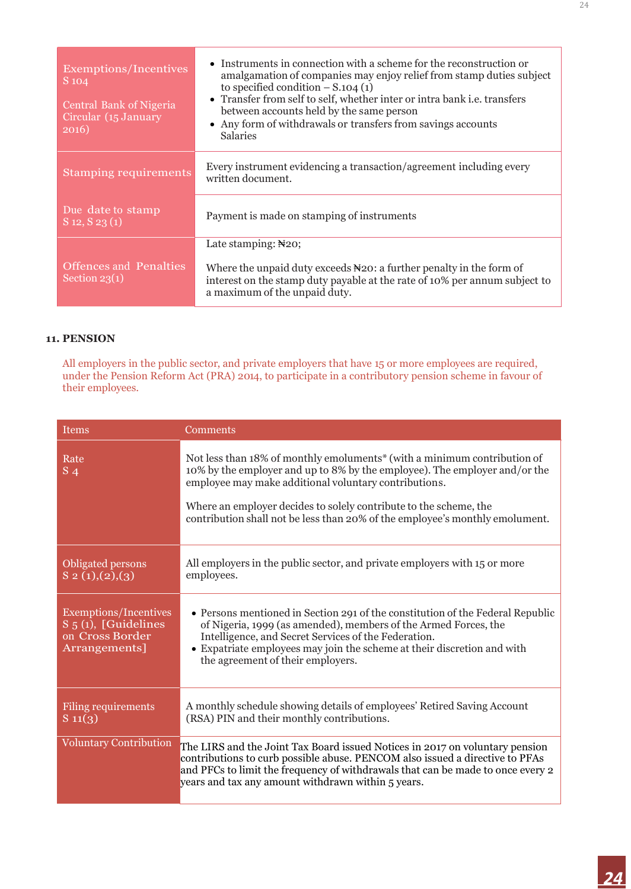| | |
|---|---|
| Exemptions/Incentives S 104<br><br>Central Bank of Nigeria Circular (15 January 2016) | • Instruments in connection with a scheme for the reconstruction or amalgamation of companies may enjoy relief from stamp duties subject to specified condition – S.104 (1)<br>• Transfer from self to self, whether inter or intra bank i.e. transfers between accounts held by the same person<br>• Any form of withdrawals or transfers from savings accounts Salaries |
| Stamping requirements | Every instrument evidencing a transaction/agreement including every written document. |
| Due date to stamp S 12, S 23 (1) | Payment is made on stamping of instruments |
| Offences and Penalties Section 23(1) | Late stamping: ₦20;<br><br>Where the unpaid duty exceeds ₦20: a further penalty in the form of interest on the stamp duty payable at the rate of 10% per annum subject to a maximum of the unpaid duty. |

## 11. PENSION

All employers in the public sector, and private employers that have 15 or more employees are required, under the Pension Reform Act (PRA) 2014, to participate in a contributory pension scheme in favour of their employees.

| Items | Comments |
|---|---|
| Rate S 4 | Not less than 18% of monthly emoluments* (with a minimum contribution of 10% by the employer and up to 8% by the employee). The employer and/or the employee may make additional voluntary contributions.<br><br>Where an employer decides to solely contribute to the scheme, the contribution shall not be less than 20% of the employee's monthly emolument. |
| Obligated persons S 2 (1),(2),(3) | All employers in the public sector, and private employers with 15 or more employees. |
| Exemptions/Incentives S 5 (1), [Guidelines on Cross Border Arrangements] | • Persons mentioned in Section 291 of the constitution of the Federal Republic of Nigeria, 1999 (as amended), members of the Armed Forces, the Intelligence, and Secret Services of the Federation.<br>• Expatriate employees may join the scheme at their discretion and with the agreement of their employers. |
| Filing requirements S 11(3) | A monthly schedule showing details of employees' Retired Saving Account (RSA) PIN and their monthly contributions. |
| Voluntary Contribution | The LIRS and the Joint Tax Board issued Notices in 2017 on voluntary pension contributions to curb possible abuse. PENCOM also issued a directive to PFAs and PFCs to limit the frequency of withdrawals that can be made to once every 2 years and tax any amount withdrawn within 5 years. |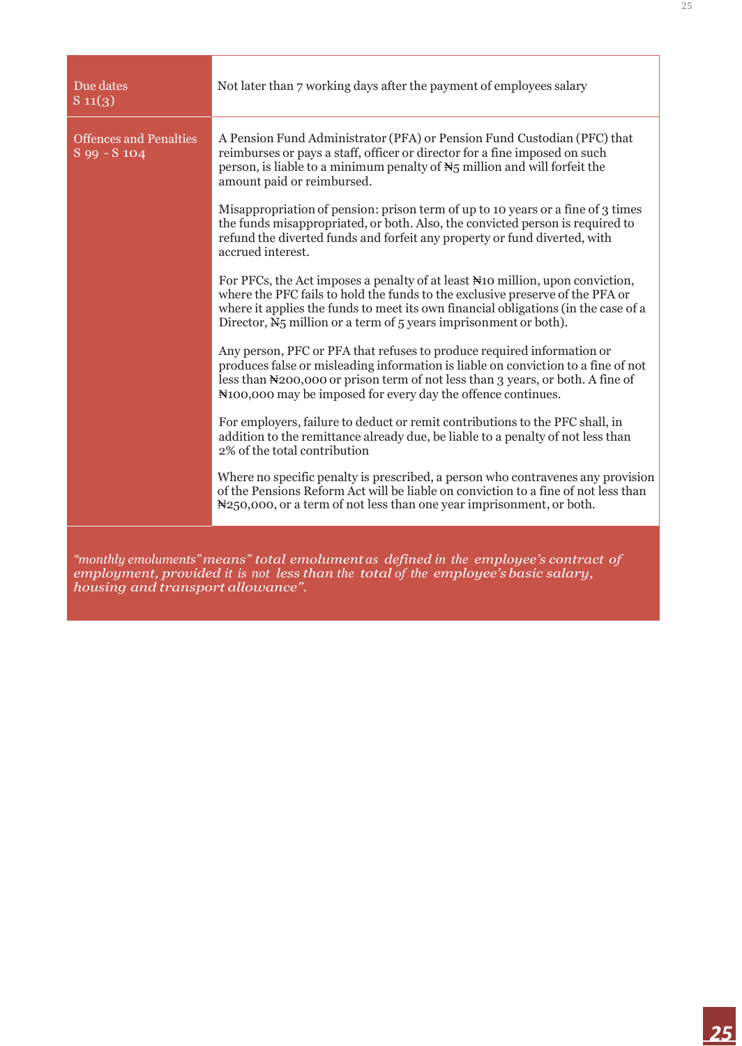| | |
|---|---|
| Due dates<br>S 11(3) | Not later than 7 working days after the payment of employees salary |
| Offences and Penalties<br>S 99 - S 104 | A Pension Fund Administrator (PFA) or Pension Fund Custodian (PFC) that reimburses or pays a staff, officer or director for a fine imposed on such person, is liable to a minimum penalty of ₦5 million and will forfeit the amount paid or reimbursed.<br><br>Misappropriation of pension: prison term of up to 10 years or a fine of 3 times the funds misappropriated, or both. Also, the convicted person is required to refund the diverted funds and forfeit any property or fund diverted, with accrued interest.<br><br>For PFCs, the Act imposes a penalty of at least ₦10 million, upon conviction, where the PFC fails to hold the funds to the exclusive preserve of the PFA or where it applies the funds to meet its own financial obligations (in the case of a Director, ₦5 million or a term of 5 years imprisonment or both).<br><br>Any person, PFC or PFA that refuses to produce required information or produces false or misleading information is liable on conviction to a fine of not less than ₦200,000 or prison term of not less than 3 years, or both. A fine of ₦100,000 may be imposed for every day the offence continues.<br><br>For employers, failure to deduct or remit contributions to the PFC shall, in addition to the remittance already due, be liable to a penalty of not less than 2% of the total contribution<br><br>Where no specific penalty is prescribed, a person who contravenes any provision of the Pensions Reform Act will be liable on conviction to a fine of not less than ₦250,000, or a term of not less than one year imprisonment, or both. |

*"monthly emoluments" means" total emolument as defined in the employee's contract of employment, provided it is not less than the total of the employee's basic salary, housing and transport allowance".*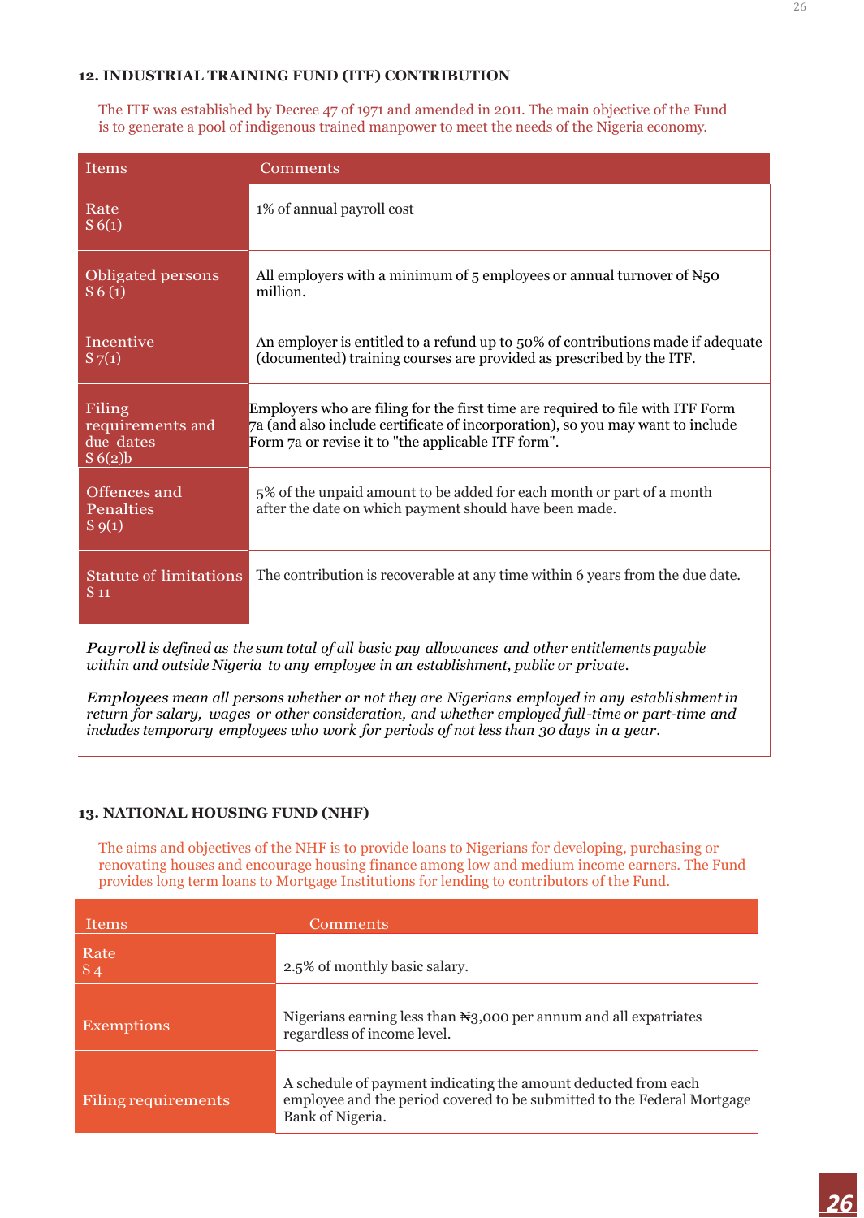## 12. INDUSTRIAL TRAINING FUND (ITF) CONTRIBUTION

The ITF was established by Decree 47 of 1971 and amended in 2011. The main objective of the Fund is to generate a pool of indigenous trained manpower to meet the needs of the Nigeria economy.

| Items | Comments |
|---|---|
| Rate<br>S 6(1) | 1% of annual payroll cost |
| Obligated persons<br>S 6 (1) | All employers with a minimum of 5 employees or annual turnover of ₦50 million. |
| Incentive<br>S 7(1) | An employer is entitled to a refund up to 50% of contributions made if adequate (documented) training courses are provided as prescribed by the ITF. |
| Filing requirements and due dates<br>S 6(2)b | Employers who are filing for the first time are required to file with ITF Form 7a (and also include certificate of incorporation), so you may want to include Form 7a or revise it to "the applicable ITF form". |
| Offences and Penalties<br>S 9(1) | 5% of the unpaid amount to be added for each month or part of a month after the date on which payment should have been made. |
| Statute of limitations<br>S 11 | The contribution is recoverable at any time within 6 years from the due date. |

*Payroll is defined as the sum total of all basic pay allowances and other entitlements payable within and outside Nigeria to any employee in an establishment, public or private.*

*Employees mean all persons whether or not they are Nigerians employed in any establishment in return for salary, wages or other consideration, and whether employed full-time or part-time and includes temporary employees who work for periods of not less than 30 days in a year.*

## 13. NATIONAL HOUSING FUND (NHF)

The aims and objectives of the NHF is to provide loans to Nigerians for developing, purchasing or renovating houses and encourage housing finance among low and medium income earners. The Fund provides long term loans to Mortgage Institutions for lending to contributors of the Fund.

| Items | Comments |
|---|---|
| Rate<br>S 4 | 2.5% of monthly basic salary. |
| Exemptions | Nigerians earning less than ₦3,000 per annum and all expatriates regardless of income level. |
| Filing requirements | A schedule of payment indicating the amount deducted from each employee and the period covered to be submitted to the Federal Mortgage Bank of Nigeria. |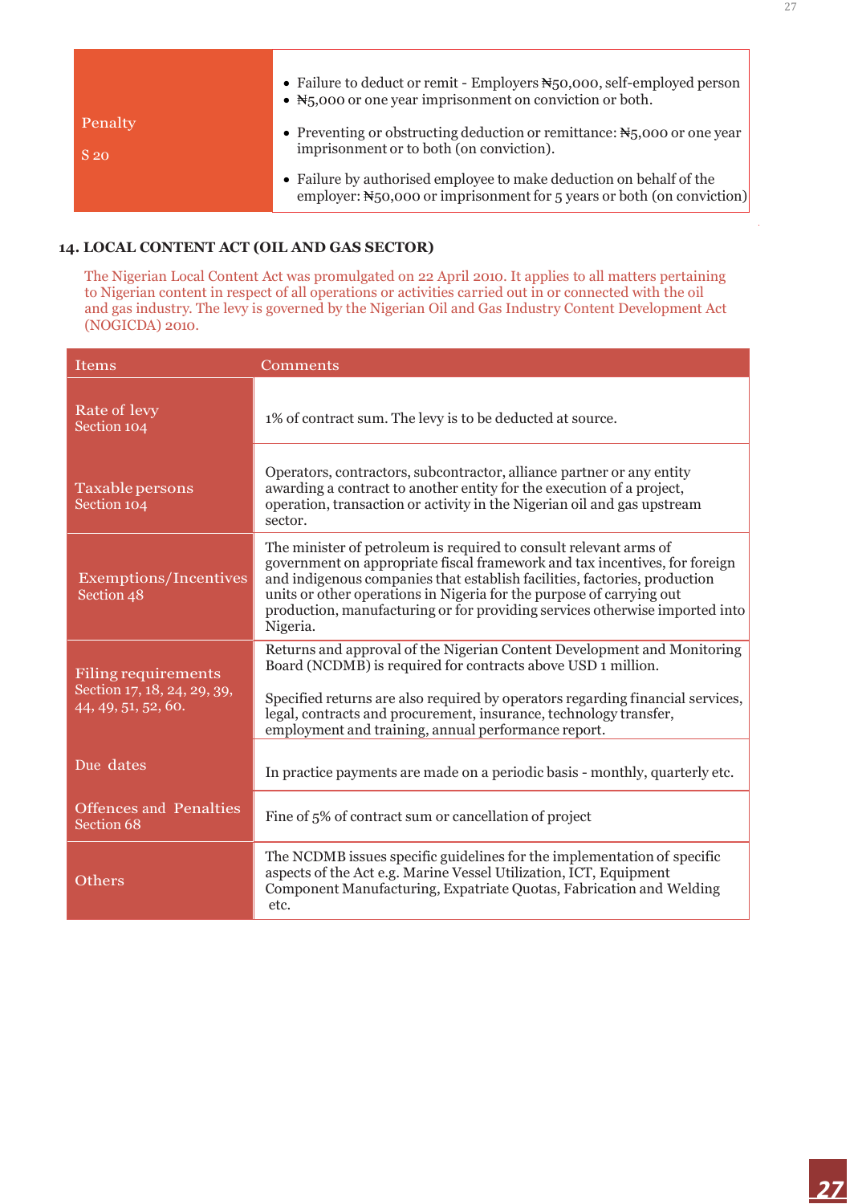| Penalty S 20 | • Failure to deduct or remit - Employers ₦50,000, self-employed person<br>• ₦5,000 or one year imprisonment on conviction or both.<br>• Preventing or obstructing deduction or remittance: ₦5,000 or one year imprisonment or to both (on conviction).<br>• Failure by authorised employee to make deduction on behalf of the employer: ₦50,000 or imprisonment for 5 years or both (on conviction) |
|---|---|

## 14. LOCAL CONTENT ACT (OIL AND GAS SECTOR)

The Nigerian Local Content Act was promulgated on 22 April 2010. It applies to all matters pertaining to Nigerian content in respect of all operations or activities carried out in or connected with the oil and gas industry. The levy is governed by the Nigerian Oil and Gas Industry Content Development Act (NOGICDA) 2010.

| Items | Comments |
|---|---|
| Rate of levy<br>Section 104 | 1% of contract sum. The levy is to be deducted at source. |
| Taxable persons<br>Section 104 | Operators, contractors, subcontractor, alliance partner or any entity awarding a contract to another entity for the execution of a project, operation, transaction or activity in the Nigerian oil and gas upstream sector. |
| Exemptions/Incentives<br>Section 48 | The minister of petroleum is required to consult relevant arms of government on appropriate fiscal framework and tax incentives, for foreign and indigenous companies that establish facilities, factories, production units or other operations in Nigeria for the purpose of carrying out production, manufacturing or for providing services otherwise imported into Nigeria. |
| Filing requirements<br>Section 17, 18, 24, 29, 39, 44, 49, 51, 52, 60. | Returns and approval of the Nigerian Content Development and Monitoring Board (NCDMB) is required for contracts above USD 1 million.<br><br>Specified returns are also required by operators regarding financial services, legal, contracts and procurement, insurance, technology transfer, employment and training, annual performance report. |
| Due dates | In practice payments are made on a periodic basis - monthly, quarterly etc. |
| Offences and Penalties<br>Section 68 | Fine of 5% of contract sum or cancellation of project |
| Others | The NCDMB issues specific guidelines for the implementation of specific aspects of the Act e.g. Marine Vessel Utilization, ICT, Equipment Component Manufacturing, Expatriate Quotas, Fabrication and Welding etc. |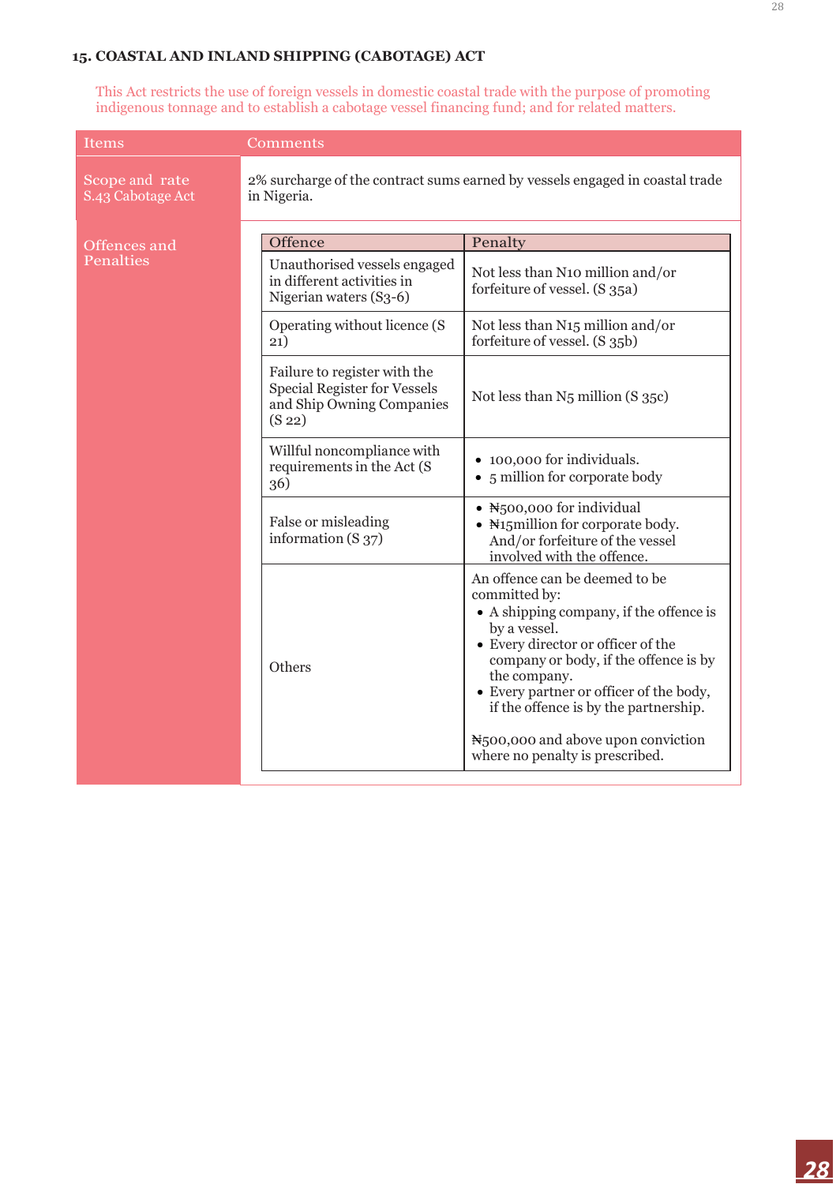## 15. COASTAL AND INLAND SHIPPING (CABOTAGE) ACT

This Act restricts the use of foreign vessels in domestic coastal trade with the purpose of promoting indigenous tonnage and to establish a cabotage vessel financing fund; and for related matters.

| Items | Comments |
|---|---|
| Scope and rate S.43 Cabotage Act | 2% surcharge of the contract sums earned by vessels engaged in coastal trade in Nigeria. |
| Offences and Penalties | (see table below) |

| Offence | Penalty |
|---|---|
| Unauthorised vessels engaged in different activities in Nigerian waters (S3-6) | Not less than N10 million and/or forfeiture of vessel. (S 35a) |
| Operating without licence (S 21) | Not less than N15 million and/or forfeiture of vessel. (S 35b) |
| Failure to register with the Special Register for Vessels and Ship Owning Companies (S 22) | Not less than N5 million (S 35c) |
| Willful noncompliance with requirements in the Act (S 36) | • 100,000 for individuals.<br>• 5 million for corporate body |
| False or misleading information (S 37) | • ₦500,000 for individual<br>• ₦15million for corporate body. And/or forfeiture of the vessel involved with the offence. |
| Others | An offence can be deemed to be committed by:<br>• A shipping company, if the offence is by a vessel.<br>• Every director or officer of the company or body, if the offence is by the company.<br>• Every partner or officer of the body, if the offence is by the partnership.<br><br>₦500,000 and above upon conviction where no penalty is prescribed. |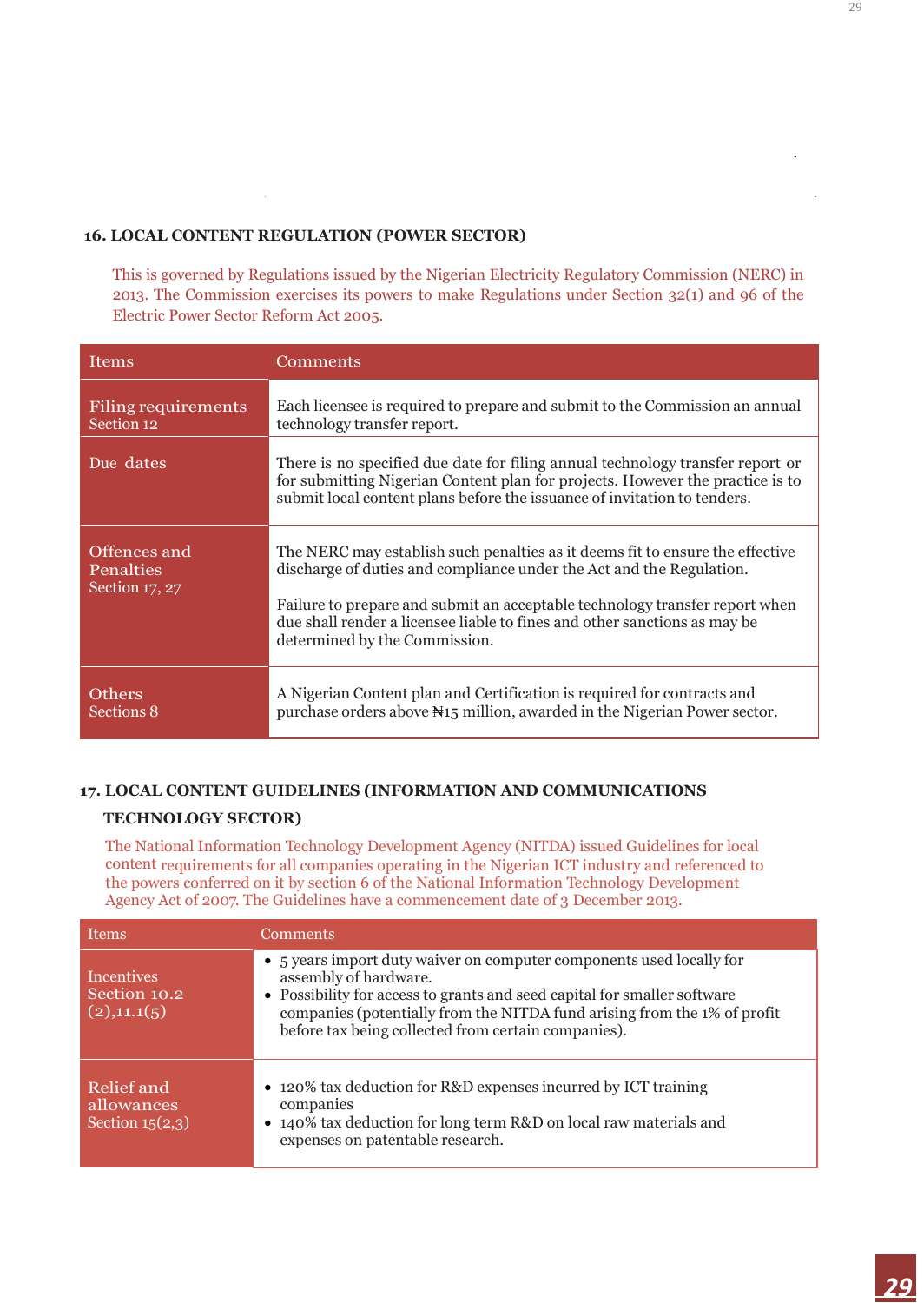## 16. LOCAL CONTENT REGULATION (POWER SECTOR)

This is governed by Regulations issued by the Nigerian Electricity Regulatory Commission (NERC) in 2013. The Commission exercises its powers to make Regulations under Section 32(1) and 96 of the Electric Power Sector Reform Act 2005.

| Items | Comments |
|---|---|
| Filing requirements Section 12 | Each licensee is required to prepare and submit to the Commission an annual technology transfer report. |
| Due dates | There is no specified due date for filing annual technology transfer report or for submitting Nigerian Content plan for projects. However the practice is to submit local content plans before the issuance of invitation to tenders. |
| Offences and Penalties Section 17, 27 | The NERC may establish such penalties as it deems fit to ensure the effective discharge of duties and compliance under the Act and the Regulation.<br><br>Failure to prepare and submit an acceptable technology transfer report when due shall render a licensee liable to fines and other sanctions as may be determined by the Commission. |
| Others Sections 8 | A Nigerian Content plan and Certification is required for contracts and purchase orders above ₦15 million, awarded in the Nigerian Power sector. |

## 17. LOCAL CONTENT GUIDELINES (INFORMATION AND COMMUNICATIONS TECHNOLOGY SECTOR)

The National Information Technology Development Agency (NITDA) issued Guidelines for local content requirements for all companies operating in the Nigerian ICT industry and referenced to the powers conferred on it by section 6 of the National Information Technology Development Agency Act of 2007. The Guidelines have a commencement date of 3 December 2013.

| Items | Comments |
|---|---|
| Incentives Section 10.2 (2),11.1(5) | • 5 years import duty waiver on computer components used locally for assembly of hardware.<br>• Possibility for access to grants and seed capital for smaller software companies (potentially from the NITDA fund arising from the 1% of profit before tax being collected from certain companies). |
| Relief and allowances Section 15(2,3) | • 120% tax deduction for R&D expenses incurred by ICT training companies<br>• 140% tax deduction for long term R&D on local raw materials and expenses on patentable research. |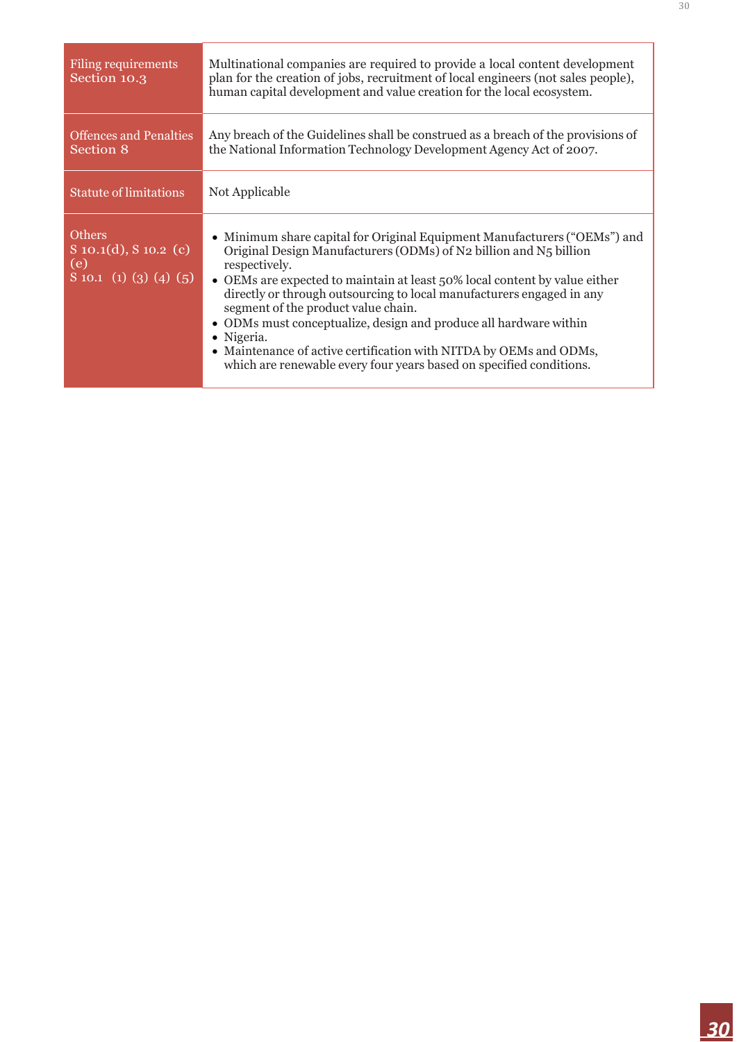| Filing requirements Section 10.3 | Multinational companies are required to provide a local content development plan for the creation of jobs, recruitment of local engineers (not sales people), human capital development and value creation for the local ecosystem. |
|---|---|
| Offences and Penalties Section 8 | Any breach of the Guidelines shall be construed as a breach of the provisions of the National Information Technology Development Agency Act of 2007. |
| Statute of limitations | Not Applicable |
| Others S 10.1(d), S 10.2 (c) (e) S 10.1 (1) (3) (4) (5) | • Minimum share capital for Original Equipment Manufacturers ("OEMs") and Original Design Manufacturers (ODMs) of N2 billion and N5 billion respectively. • OEMs are expected to maintain at least 50% local content by value either directly or through outsourcing to local manufacturers engaged in any segment of the product value chain. • ODMs must conceptualize, design and produce all hardware within • Nigeria. • Maintenance of active certification with NITDA by OEMs and ODMs, which are renewable every four years based on specified conditions. |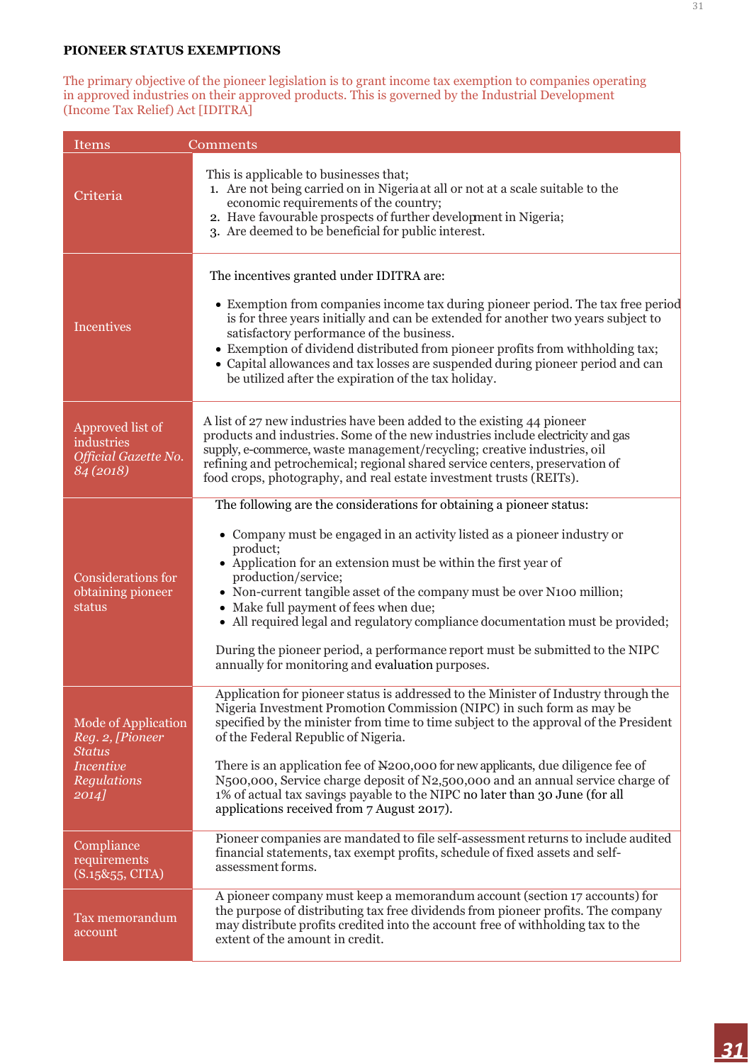**PIONEER STATUS EXEMPTIONS**

The primary objective of the pioneer legislation is to grant income tax exemption to companies operating in approved industries on their approved products. This is governed by the Industrial Development (Income Tax Relief) Act [IDITRA]

| Items | Comments |
|---|---|
| Criteria | This is applicable to businesses that;<br>1. Are not being carried on in Nigeria at all or not at a scale suitable to the economic requirements of the country;<br>2. Have favourable prospects of further development in Nigeria;<br>3. Are deemed to be beneficial for public interest. |
| Incentives | The incentives granted under IDITRA are:<br>• Exemption from companies income tax during pioneer period. The tax free period is for three years initially and can be extended for another two years subject to satisfactory performance of the business.<br>• Exemption of dividend distributed from pioneer profits from withholding tax;<br>• Capital allowances and tax losses are suspended during pioneer period and can be utilized after the expiration of the tax holiday. |
| Approved list of industries *Official Gazette No. 84 (2018)* | A list of 27 new industries have been added to the existing 44 pioneer products and industries. Some of the new industries include electricity and gas supply, e-commerce, waste management/recycling; creative industries, oil refining and petrochemical; regional shared service centers, preservation of food crops, photography, and real estate investment trusts (REITs). |
| Considerations for obtaining pioneer status | The following are the considerations for obtaining a pioneer status:<br>• Company must be engaged in an activity listed as a pioneer industry or product;<br>• Application for an extension must be within the first year of production/service;<br>• Non-current tangible asset of the company must be over N100 million;<br>• Make full payment of fees when due;<br>• All required legal and regulatory compliance documentation must be provided;<br><br>During the pioneer period, a performance report must be submitted to the NIPC annually for monitoring and evaluation purposes. |
| Mode of Application *Reg. 2, [Pioneer Status Incentive Regulations 2014]* | Application for pioneer status is addressed to the Minister of Industry through the Nigeria Investment Promotion Commission (NIPC) in such form as may be specified by the minister from time to time subject to the approval of the President of the Federal Republic of Nigeria.<br><br>There is an application fee of ₦200,000 for new applicants, due diligence fee of N500,000, Service charge deposit of N2,500,000 and an annual service charge of 1% of actual tax savings payable to the NIPC no later than 30 June (for all applications received from 7 August 2017). |
| Compliance requirements (S.15&55, CITA) | Pioneer companies are mandated to file self-assessment returns to include audited financial statements, tax exempt profits, schedule of fixed assets and self-assessment forms. |
| Tax memorandum account | A pioneer company must keep a memorandum account (section 17 accounts) for the purpose of distributing tax free dividends from pioneer profits. The company may distribute profits credited into the account free of withholding tax to the extent of the amount in credit. |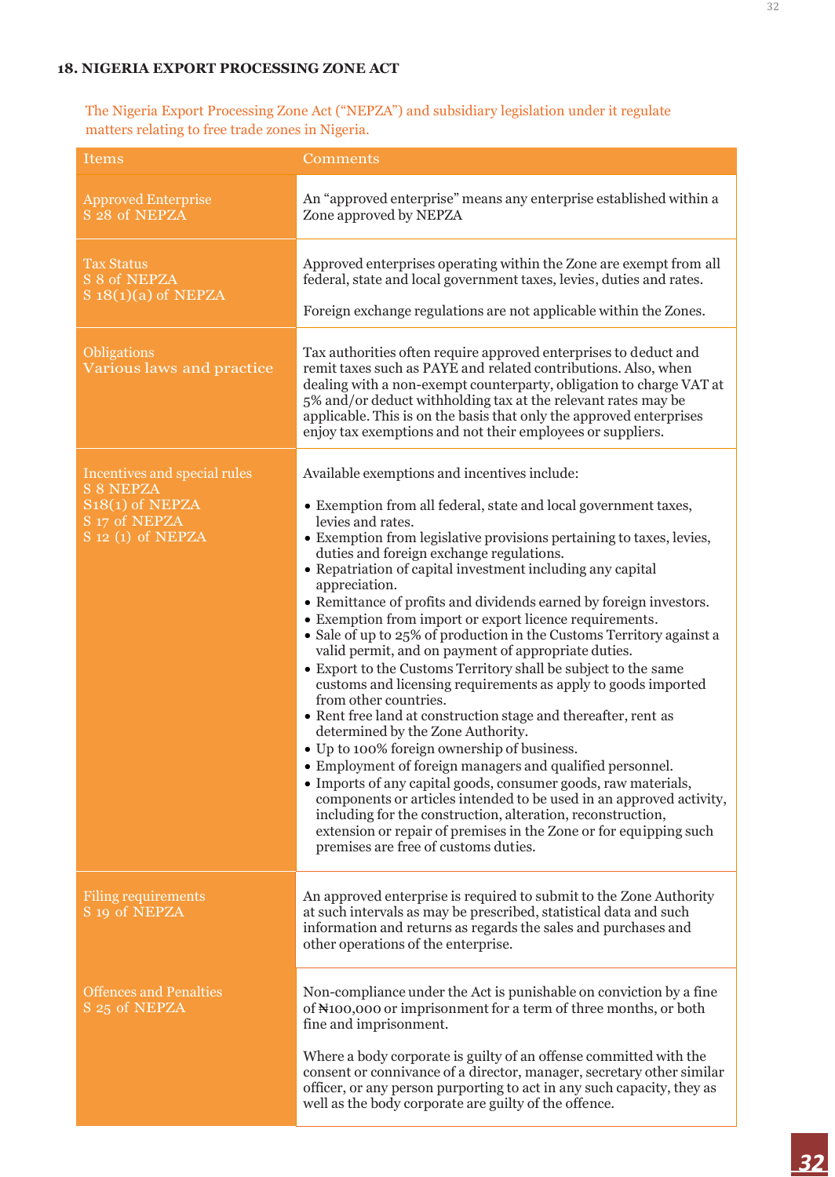### 18. NIGERIA EXPORT PROCESSING ZONE ACT

The Nigeria Export Processing Zone Act ("NEPZA") and subsidiary legislation under it regulate matters relating to free trade zones in Nigeria.

| Items | Comments |
| --- | --- |
| Approved Enterprise<br>S 28 of NEPZA | An "approved enterprise" means any enterprise established within a Zone approved by NEPZA |
| Tax Status<br>S 8 of NEPZA<br>S 18(1)(a) of NEPZA | Approved enterprises operating within the Zone are exempt from all federal, state and local government taxes, levies, duties and rates.<br><br>Foreign exchange regulations are not applicable within the Zones. |
| Obligations<br>Various laws and practice | Tax authorities often require approved enterprises to deduct and remit taxes such as PAYE and related contributions. Also, when dealing with a non-exempt counterparty, obligation to charge VAT at 5% and/or deduct withholding tax at the relevant rates may be applicable. This is on the basis that only the approved enterprises enjoy tax exemptions and not their employees or suppliers. |
| Incentives and special rules<br>S 8 NEPZA<br>S18(1) of NEPZA<br>S 17 of NEPZA<br>S 12 (1) of NEPZA | Available exemptions and incentives include:<br><br>• Exemption from all federal, state and local government taxes, levies and rates.<br>• Exemption from legislative provisions pertaining to taxes, levies, duties and foreign exchange regulations.<br>• Repatriation of capital investment including any capital appreciation.<br>• Remittance of profits and dividends earned by foreign investors.<br>• Exemption from import or export licence requirements.<br>• Sale of up to 25% of production in the Customs Territory against a valid permit, and on payment of appropriate duties.<br>• Export to the Customs Territory shall be subject to the same customs and licensing requirements as apply to goods imported from other countries.<br>• Rent free land at construction stage and thereafter, rent as determined by the Zone Authority.<br>• Up to 100% foreign ownership of business.<br>• Employment of foreign managers and qualified personnel.<br>• Imports of any capital goods, consumer goods, raw materials, components or articles intended to be used in an approved activity, including for the construction, alteration, reconstruction, extension or repair of premises in the Zone or for equipping such premises are free of customs duties. |
| Filing requirements<br>S 19 of NEPZA | An approved enterprise is required to submit to the Zone Authority at such intervals as may be prescribed, statistical data and such information and returns as regards the sales and purchases and other operations of the enterprise. |
| Offences and Penalties<br>S 25 of NEPZA | Non-compliance under the Act is punishable on conviction by a fine of ₦100,000 or imprisonment for a term of three months, or both fine and imprisonment.<br><br>Where a body corporate is guilty of an offense committed with the consent or connivance of a director, manager, secretary other similar officer, or any person purporting to act in any such capacity, they as well as the body corporate are guilty of the offence. |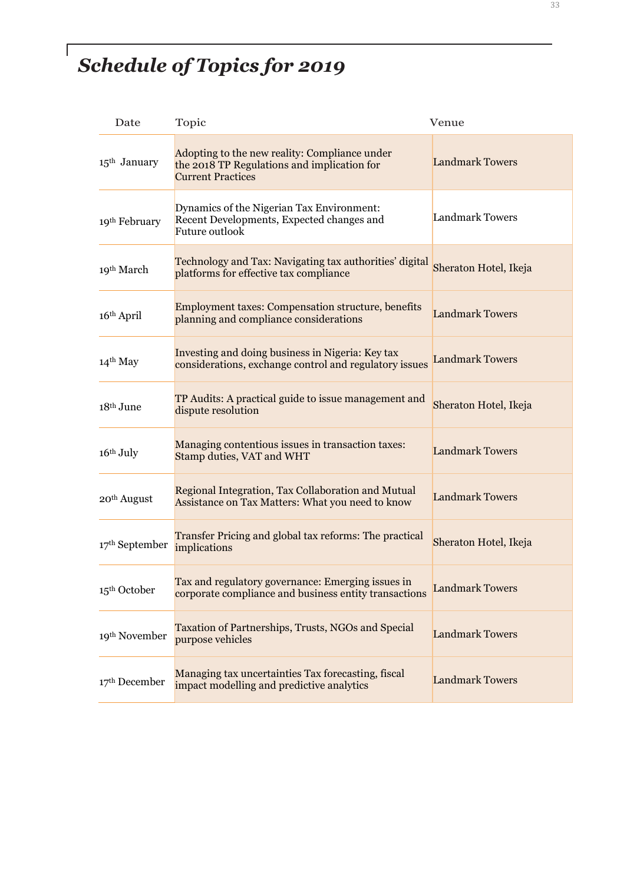# *Schedule of Topics for 2019*

| Date | Topic | Venue |
|---|---|---|
| 15th January | Adopting to the new reality: Compliance under the 2018 TP Regulations and implication for Current Practices | Landmark Towers |
| 19th February | Dynamics of the Nigerian Tax Environment: Recent Developments, Expected changes and Future outlook | Landmark Towers |
| 19th March | Technology and Tax: Navigating tax authorities' digital platforms for effective tax compliance | Sheraton Hotel, Ikeja |
| 16th April | Employment taxes: Compensation structure, benefits planning and compliance considerations | Landmark Towers |
| 14th May | Investing and doing business in Nigeria: Key tax considerations, exchange control and regulatory issues | Landmark Towers |
| 18th June | TP Audits: A practical guide to issue management and dispute resolution | Sheraton Hotel, Ikeja |
| 16th July | Managing contentious issues in transaction taxes: Stamp duties, VAT and WHT | Landmark Towers |
| 20th August | Regional Integration, Tax Collaboration and Mutual Assistance on Tax Matters: What you need to know | Landmark Towers |
| 17th September | Transfer Pricing and global tax reforms: The practical implications | Sheraton Hotel, Ikeja |
| 15th October | Tax and regulatory governance: Emerging issues in corporate compliance and business entity transactions | Landmark Towers |
| 19th November | Taxation of Partnerships, Trusts, NGOs and Special purpose vehicles | Landmark Towers |
| 17th December | Managing tax uncertainties Tax forecasting, fiscal impact modelling and predictive analytics | Landmark Towers |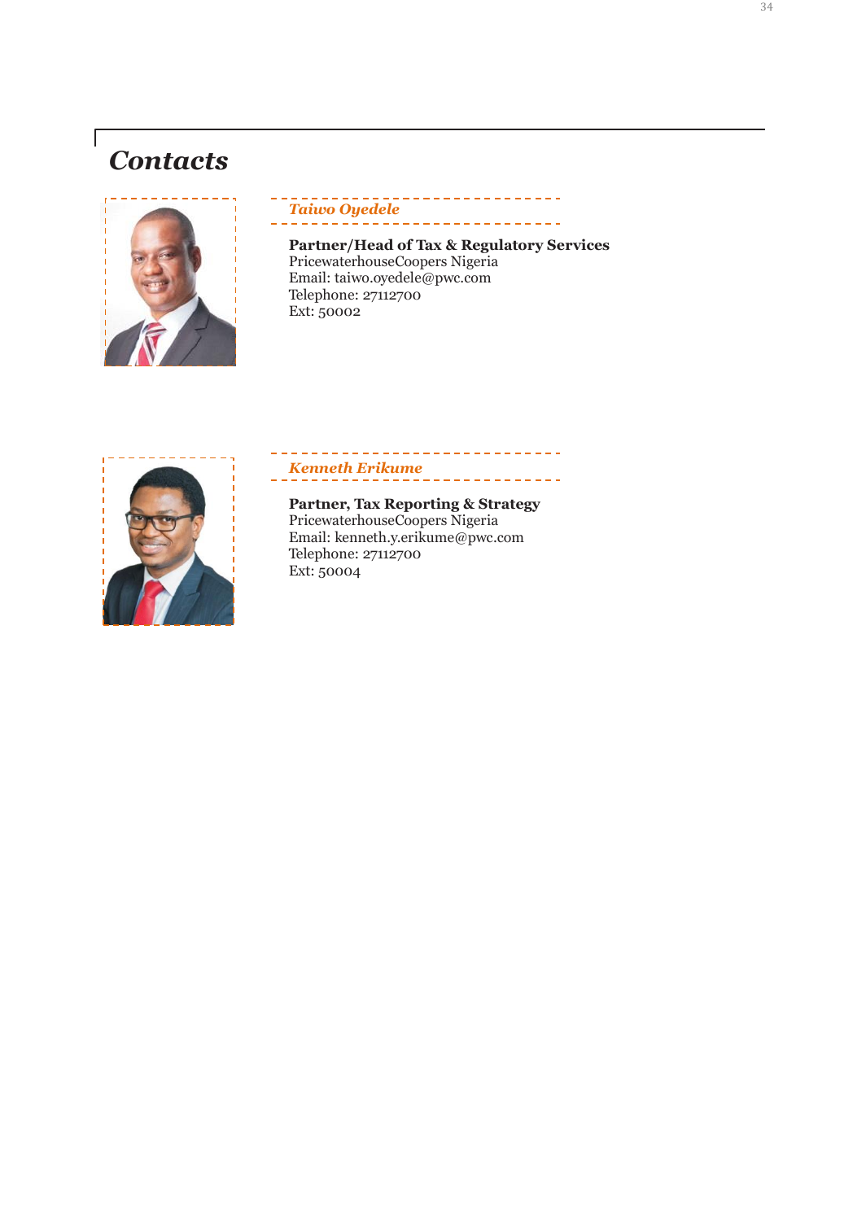# Contacts

### *Taiwo Oyedele*

**Partner/Head of Tax & Regulatory Services**
PricewaterhouseCoopers Nigeria
Email: taiwo.oyedele@pwc.com
Telephone: 27112700
Ext: 50002

### *Kenneth Erikume*

**Partner, Tax Reporting & Strategy**
PricewaterhouseCoopers Nigeria
Email: kenneth.y.erikume@pwc.com
Telephone: 27112700
Ext: 50004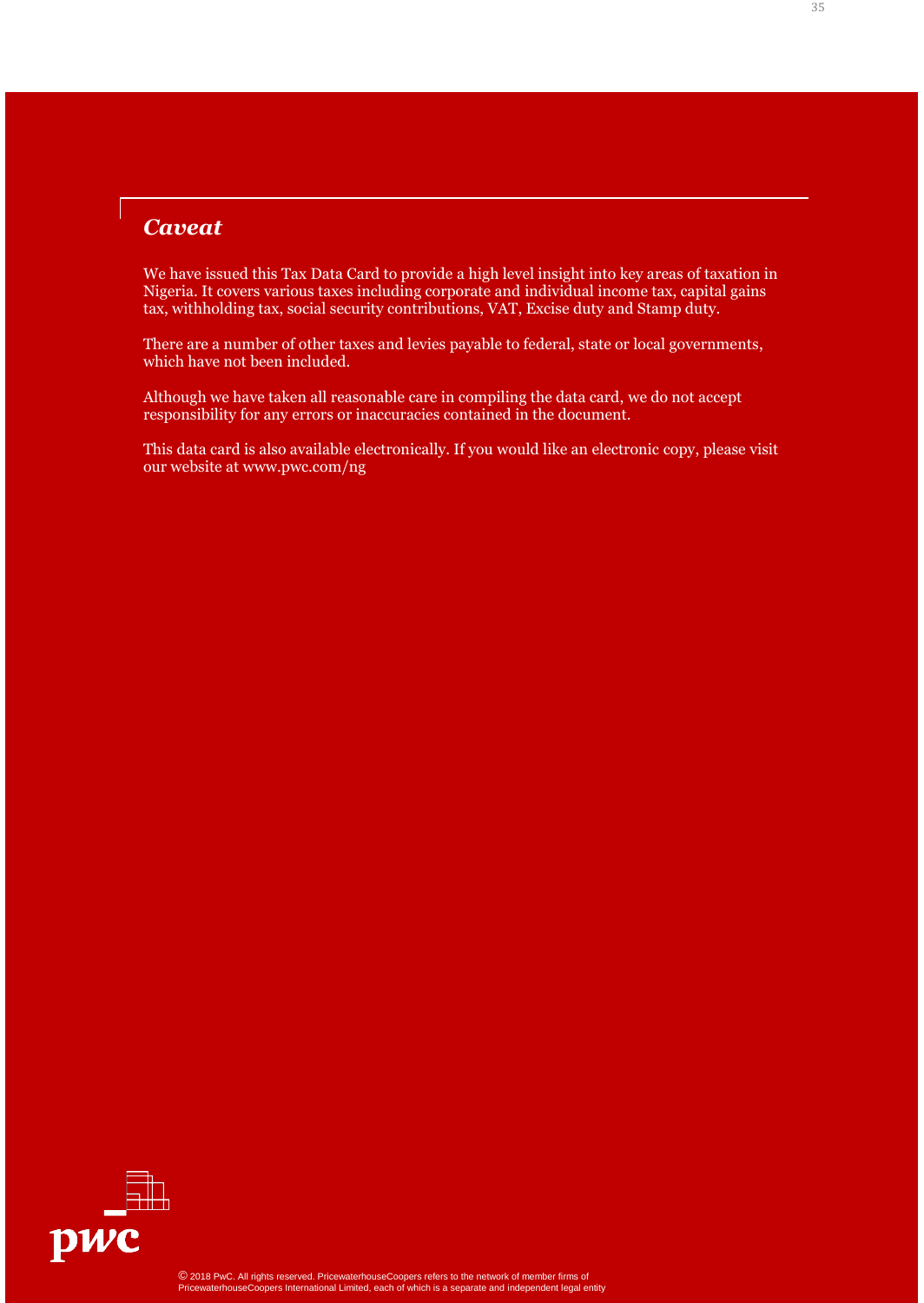## *Caveat*

We have issued this Tax Data Card to provide a high level insight into key areas of taxation in Nigeria. It covers various taxes including corporate and individual income tax, capital gains tax, withholding tax, social security contributions, VAT, Excise duty and Stamp duty.

There are a number of other taxes and levies payable to federal, state or local governments, which have not been included.

Although we have taken all reasonable care in compiling the data card, we do not accept responsibility for any errors or inaccuracies contained in the document.

This data card is also available electronically. If you would like an electronic copy, please visit our website at www.pwc.com/ng

pwc

© 2018 PwC. All rights reserved. PricewaterhouseCoopers refers to the network of member firms of PricewaterhouseCoopers International Limited, each of which is a separate and independent legal entity